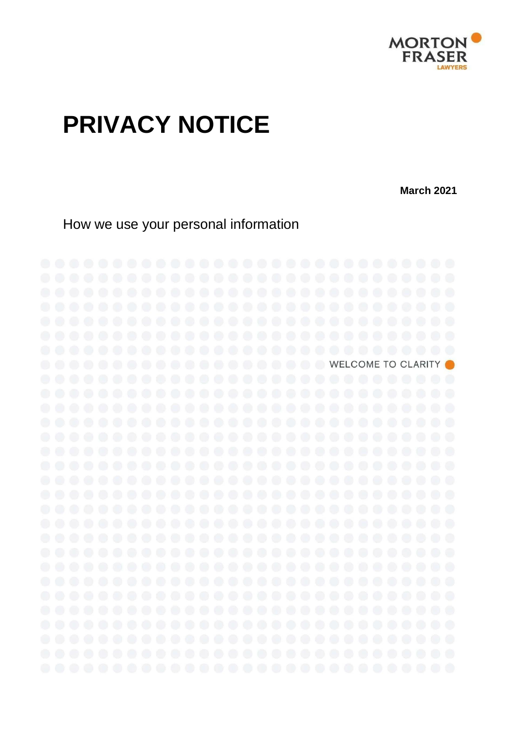MORTON FRASER LAWYERS

# PRIVACY NOTICE

**March 2021**

How we use your personal information

WELCOME TO CLARITY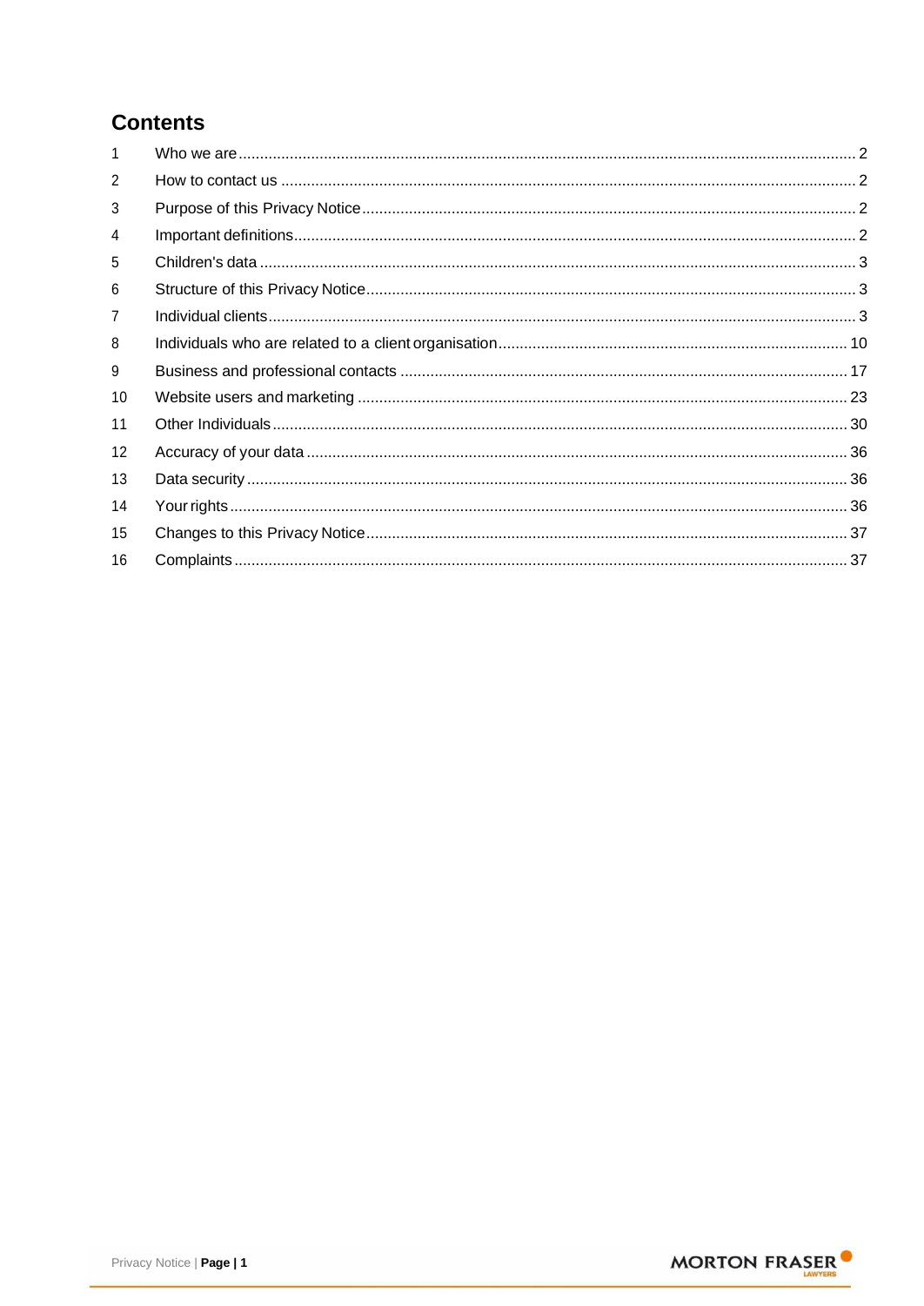## Contents

| | | |
|---|---|---|
| 1 | Who we are | 2 |
| 2 | How to contact us | 2 |
| 3 | Purpose of this Privacy Notice | 2 |
| 4 | Important definitions | 2 |
| 5 | Children's data | 3 |
| 6 | Structure of this Privacy Notice | 3 |
| 7 | Individual clients | 3 |
| 8 | Individuals who are related to a client organisation | 10 |
| 9 | Business and professional contacts | 17 |
| 10 | Website users and marketing | 23 |
| 11 | Other Individuals | 30 |
| 12 | Accuracy of your data | 36 |
| 13 | Data security | 36 |
| 14 | Your rights | 36 |
| 15 | Changes to this Privacy Notice | 37 |
| 16 | Complaints | 37 |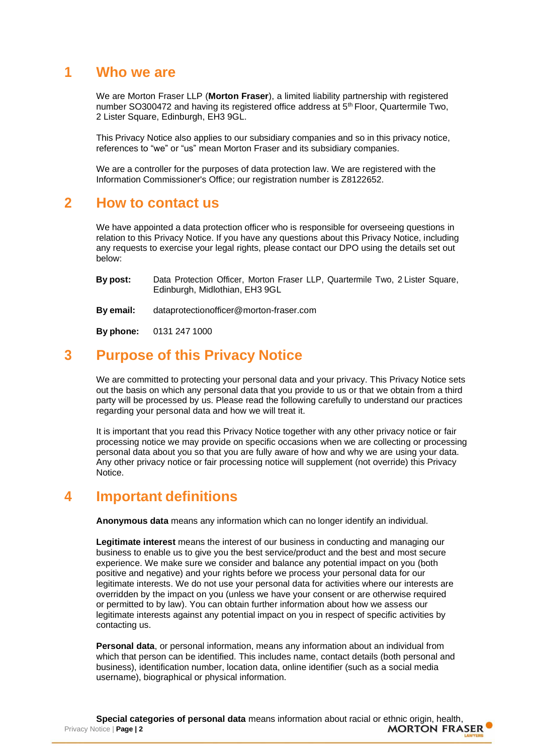## 1 Who we are

We are Morton Fraser LLP (**Morton Fraser**), a limited liability partnership with registered number SO300472 and having its registered office address at 5th Floor, Quartermile Two, 2 Lister Square, Edinburgh, EH3 9GL.

This Privacy Notice also applies to our subsidiary companies and so in this privacy notice, references to “we” or “us” mean Morton Fraser and its subsidiary companies.

We are a controller for the purposes of data protection law. We are registered with the Information Commissioner's Office; our registration number is Z8122652.

## 2 How to contact us

We have appointed a data protection officer who is responsible for overseeing questions in relation to this Privacy Notice. If you have any questions about this Privacy Notice, including any requests to exercise your legal rights, please contact our DPO using the details set out below:

**By post:** Data Protection Officer, Morton Fraser LLP, Quartermile Two, 2 Lister Square, Edinburgh, Midlothian, EH3 9GL

**By email:** dataprotectionofficer@morton-fraser.com

**By phone:** 0131 247 1000

## 3 Purpose of this Privacy Notice

We are committed to protecting your personal data and your privacy. This Privacy Notice sets out the basis on which any personal data that you provide to us or that we obtain from a third party will be processed by us. Please read the following carefully to understand our practices regarding your personal data and how we will treat it.

It is important that you read this Privacy Notice together with any other privacy notice or fair processing notice we may provide on specific occasions when we are collecting or processing personal data about you so that you are fully aware of how and why we are using your data. Any other privacy notice or fair processing notice will supplement (not override) this Privacy Notice.

## 4 Important definitions

**Anonymous data** means any information which can no longer identify an individual.

**Legitimate interest** means the interest of our business in conducting and managing our business to enable us to give you the best service/product and the best and most secure experience. We make sure we consider and balance any potential impact on you (both positive and negative) and your rights before we process your personal data for our legitimate interests. We do not use your personal data for activities where our interests are overridden by the impact on you (unless we have your consent or are otherwise required or permitted to by law). You can obtain further information about how we assess our legitimate interests against any potential impact on you in respect of specific activities by contacting us.

**Personal data**, or personal information, means any information about an individual from which that person can be identified. This includes name, contact details (both personal and business), identification number, location data, online identifier (such as a social media username), biographical or physical information.

**Special categories of personal data** means information about racial or ethnic origin, health,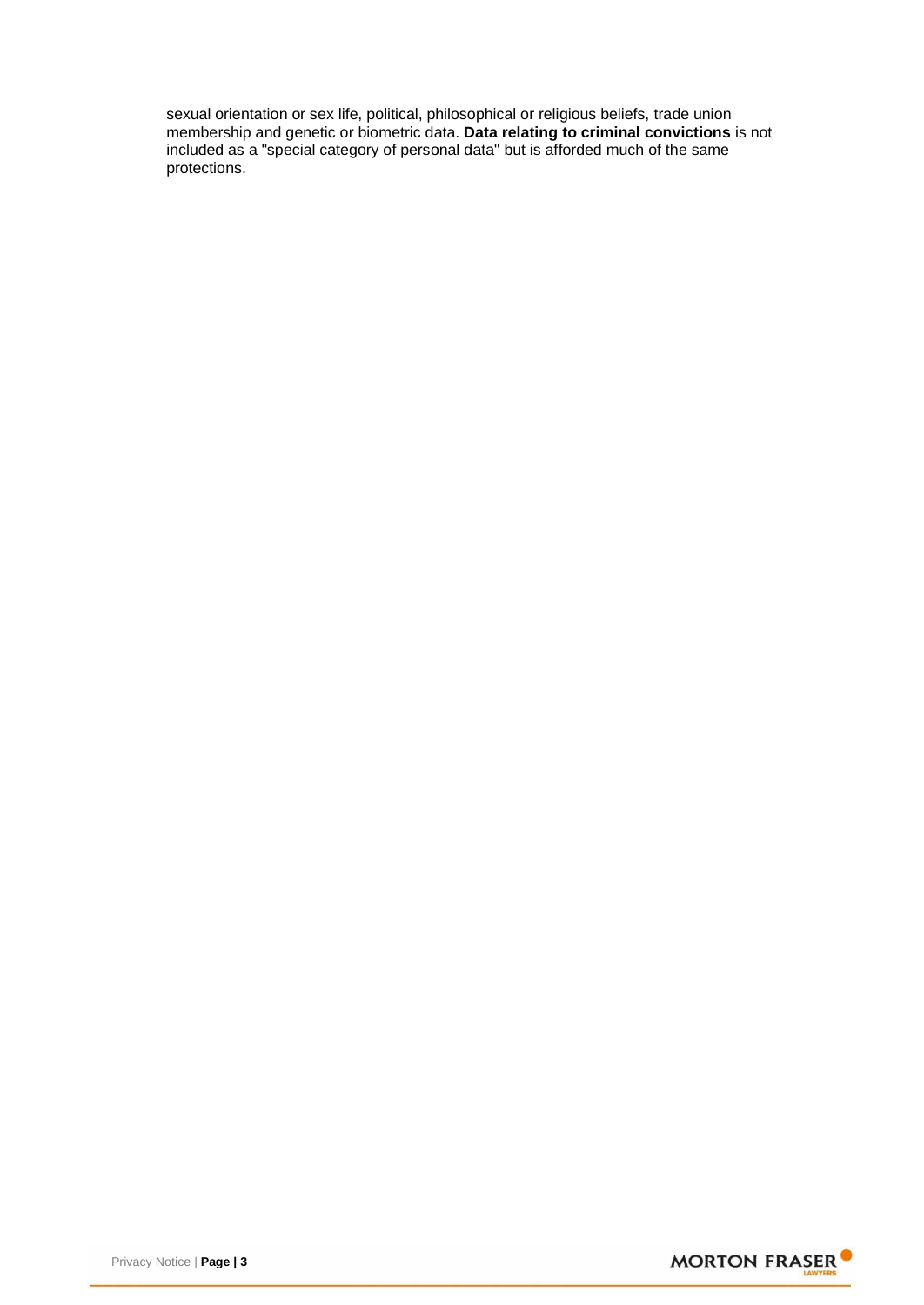sexual orientation or sex life, political, philosophical or religious beliefs, trade union membership and genetic or biometric data. **Data relating to criminal convictions** is not included as a "special category of personal data" but is afforded much of the same protections.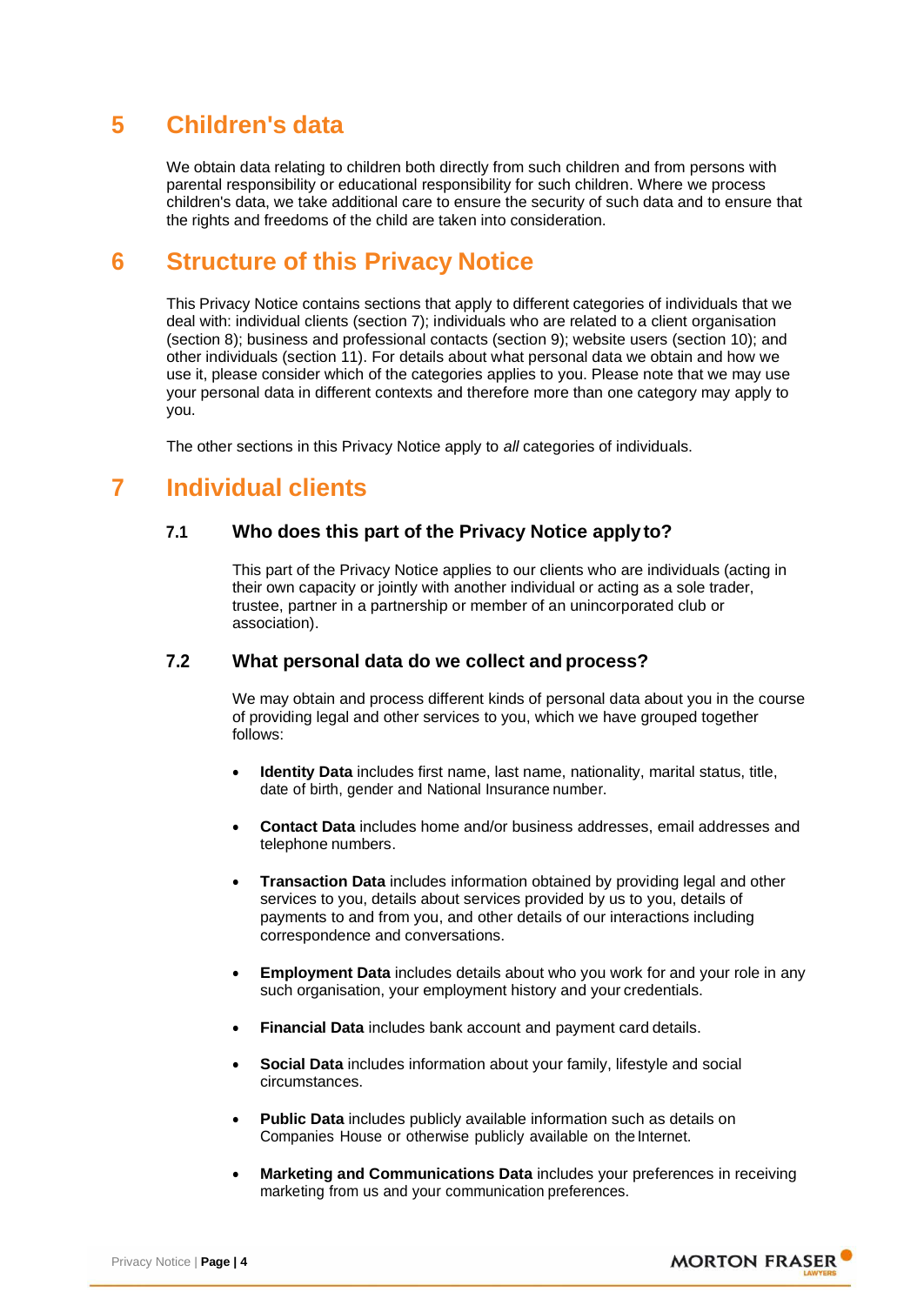# 5 Children's data

We obtain data relating to children both directly from such children and from persons with parental responsibility or educational responsibility for such children. Where we process children's data, we take additional care to ensure the security of such data and to ensure that the rights and freedoms of the child are taken into consideration.

# 6 Structure of this Privacy Notice

This Privacy Notice contains sections that apply to different categories of individuals that we deal with: individual clients (section 7); individuals who are related to a client organisation (section 8); business and professional contacts (section 9); website users (section 10); and other individuals (section 11). For details about what personal data we obtain and how we use it, please consider which of the categories applies to you. Please note that we may use your personal data in different contexts and therefore more than one category may apply to you.

The other sections in this Privacy Notice apply to *all* categories of individuals.

# 7 Individual clients

## 7.1 Who does this part of the Privacy Notice apply to?

This part of the Privacy Notice applies to our clients who are individuals (acting in their own capacity or jointly with another individual or acting as a sole trader, trustee, partner in a partnership or member of an unincorporated club or association).

## 7.2 What personal data do we collect and process?

We may obtain and process different kinds of personal data about you in the course of providing legal and other services to you, which we have grouped together follows:

- **Identity Data** includes first name, last name, nationality, marital status, title, date of birth, gender and National Insurance number.
- **Contact Data** includes home and/or business addresses, email addresses and telephone numbers.
- **Transaction Data** includes information obtained by providing legal and other services to you, details about services provided by us to you, details of payments to and from you, and other details of our interactions including correspondence and conversations.
- **Employment Data** includes details about who you work for and your role in any such organisation, your employment history and your credentials.
- **Financial Data** includes bank account and payment card details.
- **Social Data** includes information about your family, lifestyle and social circumstances.
- **Public Data** includes publicly available information such as details on Companies House or otherwise publicly available on the Internet.
- **Marketing and Communications Data** includes your preferences in receiving marketing from us and your communication preferences.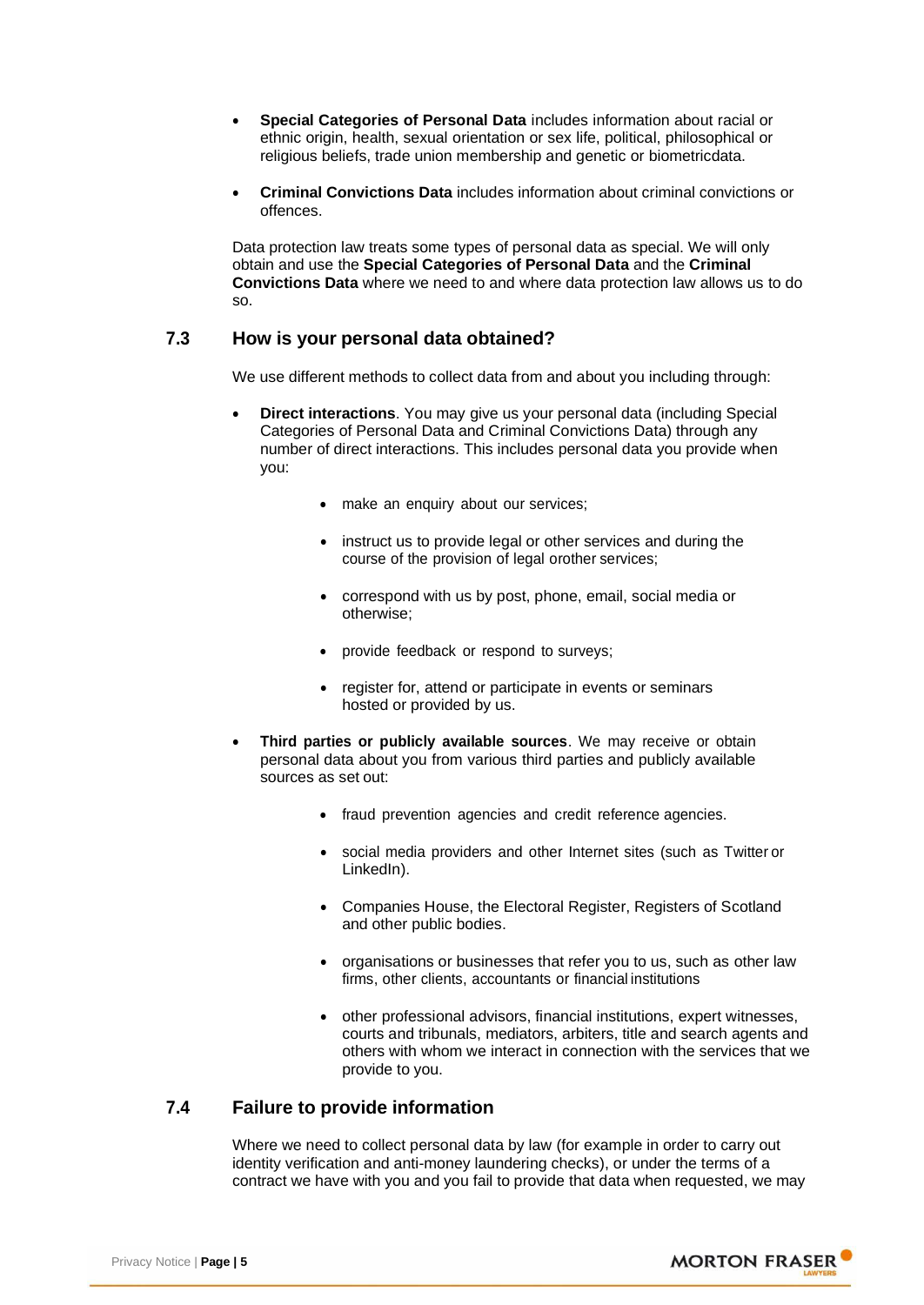- **Special Categories of Personal Data** includes information about racial or ethnic origin, health, sexual orientation or sex life, political, philosophical or religious beliefs, trade union membership and genetic or biometricdata.

- **Criminal Convictions Data** includes information about criminal convictions or offences.

Data protection law treats some types of personal data as special. We will only obtain and use the **Special Categories of Personal Data** and the **Criminal Convictions Data** where we need to and where data protection law allows us to do so.

## 7.3 How is your personal data obtained?

We use different methods to collect data from and about you including through:

- **Direct interactions**. You may give us your personal data (including Special Categories of Personal Data and Criminal Convictions Data) through any number of direct interactions. This includes personal data you provide when you:
  - make an enquiry about our services;
  - instruct us to provide legal or other services and during the course of the provision of legal orother services;
  - correspond with us by post, phone, email, social media or otherwise;
  - provide feedback or respond to surveys;
  - register for, attend or participate in events or seminars hosted or provided by us.

- **Third parties or publicly available sources**. We may receive or obtain personal data about you from various third parties and publicly available sources as set out:
  - fraud prevention agencies and credit reference agencies.
  - social media providers and other Internet sites (such as Twitter or LinkedIn).
  - Companies House, the Electoral Register, Registers of Scotland and other public bodies.
  - organisations or businesses that refer you to us, such as other law firms, other clients, accountants or financial institutions
  - other professional advisors, financial institutions, expert witnesses, courts and tribunals, mediators, arbiters, title and search agents and others with whom we interact in connection with the services that we provide to you.

## 7.4 Failure to provide information

Where we need to collect personal data by law (for example in order to carry out identity verification and anti-money laundering checks), or under the terms of a contract we have with you and you fail to provide that data when requested, we may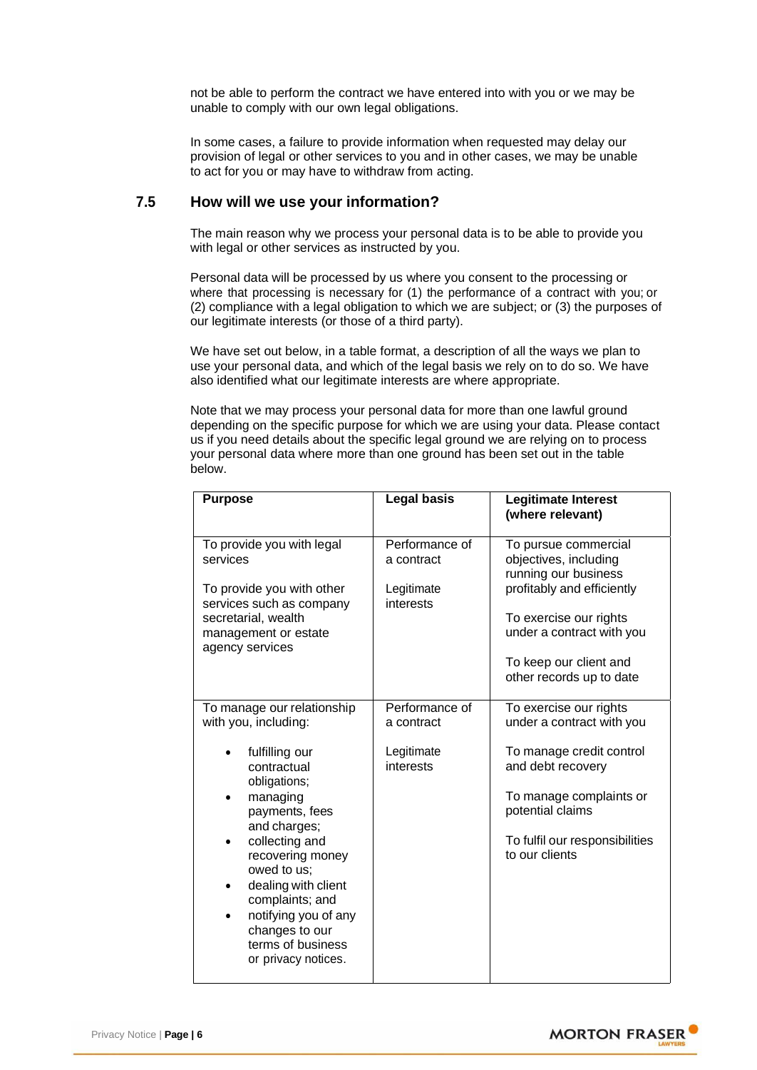not be able to perform the contract we have entered into with you or we may be unable to comply with our own legal obligations.

In some cases, a failure to provide information when requested may delay our provision of legal or other services to you and in other cases, we may be unable to act for you or may have to withdraw from acting.

### 7.5 How will we use your information?

The main reason why we process your personal data is to be able to provide you with legal or other services as instructed by you.

Personal data will be processed by us where you consent to the processing or where that processing is necessary for (1) the performance of a contract with you; or (2) compliance with a legal obligation to which we are subject; or (3) the purposes of our legitimate interests (or those of a third party).

We have set out below, in a table format, a description of all the ways we plan to use your personal data, and which of the legal basis we rely on to do so. We have also identified what our legitimate interests are where appropriate.

Note that we may process your personal data for more than one lawful ground depending on the specific purpose for which we are using your data. Please contact us if you need details about the specific legal ground we are relying on to process your personal data where more than one ground has been set out in the table below.

| **Purpose** | **Legal basis** | **Legitimate Interest (where relevant)** |
| --- | --- | --- |
| To provide you with legal services<br><br>To provide you with other services such as company secretarial, wealth management or estate agency services | Performance of a contract<br><br>Legitimate interests | To pursue commercial objectives, including running our business profitably and efficiently<br><br>To exercise our rights under a contract with you<br><br>To keep our client and other records up to date |
| To manage our relationship with you, including:<br>• fulfilling our contractual obligations;<br>• managing payments, fees and charges;<br>• collecting and recovering money owed to us;<br>• dealing with client complaints; and<br>• notifying you of any changes to our terms of business or privacy notices. | Performance of a contract<br><br>Legitimate interests | To exercise our rights under a contract with you<br><br>To manage credit control and debt recovery<br><br>To manage complaints or potential claims<br><br>To fulfil our responsibilities to our clients |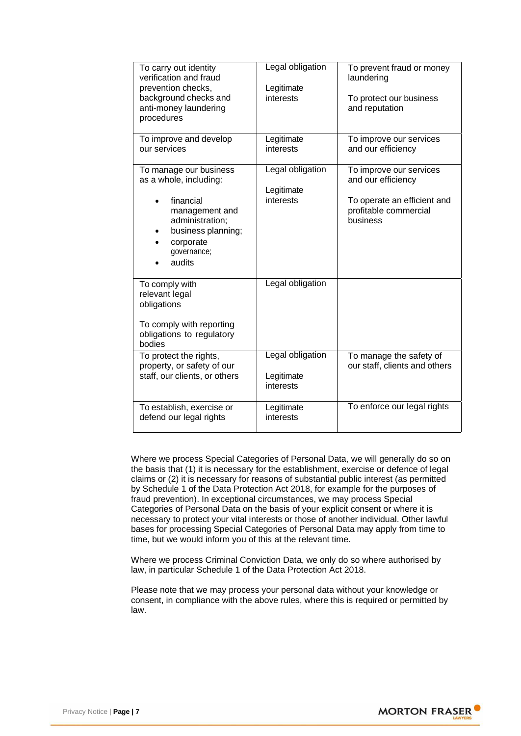| | | |
|---|---|---|
| To carry out identity verification and fraud prevention checks, background checks and anti-money laundering procedures | Legal obligation<br><br>Legitimate interests | To prevent fraud or money laundering<br><br>To protect our business and reputation |
| To improve and develop our services | Legitimate interests | To improve our services and our efficiency |
| To manage our business as a whole, including:<br>• financial management and administration;<br>• business planning;<br>• corporate governance;<br>• audits | Legal obligation<br><br>Legitimate interests | To improve our services and our efficiency<br><br>To operate an efficient and profitable commercial business |
| To comply with relevant legal obligations<br><br>To comply with reporting obligations to regulatory bodies | Legal obligation | |
| To protect the rights, property, or safety of our staff, our clients, or others | Legal obligation<br><br>Legitimate interests | To manage the safety of our staff, clients and others |
| To establish, exercise or defend our legal rights | Legitimate interests | To enforce our legal rights |

Where we process Special Categories of Personal Data, we will generally do so on the basis that (1) it is necessary for the establishment, exercise or defence of legal claims or (2) it is necessary for reasons of substantial public interest (as permitted by Schedule 1 of the Data Protection Act 2018, for example for the purposes of fraud prevention). In exceptional circumstances, we may process Special Categories of Personal Data on the basis of your explicit consent or where it is necessary to protect your vital interests or those of another individual. Other lawful bases for processing Special Categories of Personal Data may apply from time to time, but we would inform you of this at the relevant time.

Where we process Criminal Conviction Data, we only do so where authorised by law, in particular Schedule 1 of the Data Protection Act 2018.

Please note that we may process your personal data without your knowledge or consent, in compliance with the above rules, where this is required or permitted by law.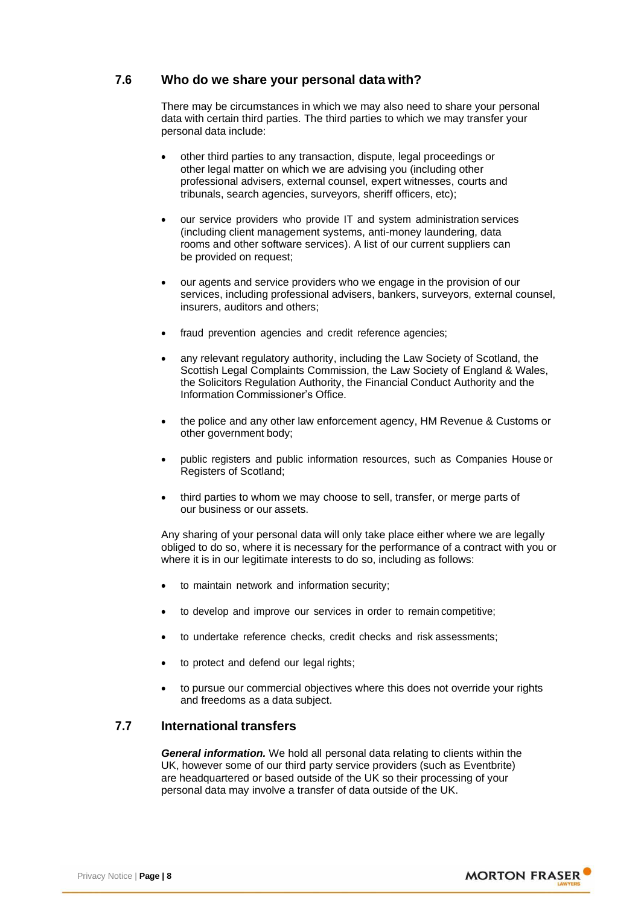### 7.6 Who do we share your personal data with?

There may be circumstances in which we may also need to share your personal data with certain third parties. The third parties to which we may transfer your personal data include:

- other third parties to any transaction, dispute, legal proceedings or other legal matter on which we are advising you (including other professional advisers, external counsel, expert witnesses, courts and tribunals, search agencies, surveyors, sheriff officers, etc);
- our service providers who provide IT and system administration services (including client management systems, anti-money laundering, data rooms and other software services). A list of our current suppliers can be provided on request;
- our agents and service providers who we engage in the provision of our services, including professional advisers, bankers, surveyors, external counsel, insurers, auditors and others;
- fraud prevention agencies and credit reference agencies;
- any relevant regulatory authority, including the Law Society of Scotland, the Scottish Legal Complaints Commission, the Law Society of England & Wales, the Solicitors Regulation Authority, the Financial Conduct Authority and the Information Commissioner's Office.
- the police and any other law enforcement agency, HM Revenue & Customs or other government body;
- public registers and public information resources, such as Companies House or Registers of Scotland;
- third parties to whom we may choose to sell, transfer, or merge parts of our business or our assets.

Any sharing of your personal data will only take place either where we are legally obliged to do so, where it is necessary for the performance of a contract with you or where it is in our legitimate interests to do so, including as follows:

- to maintain network and information security;
- to develop and improve our services in order to remain competitive;
- to undertake reference checks, credit checks and risk assessments;
- to protect and defend our legal rights;
- to pursue our commercial objectives where this does not override your rights and freedoms as a data subject.

### 7.7 International transfers

***General information.*** We hold all personal data relating to clients within the UK, however some of our third party service providers (such as Eventbrite) are headquartered or based outside of the UK so their processing of your personal data may involve a transfer of data outside of the UK.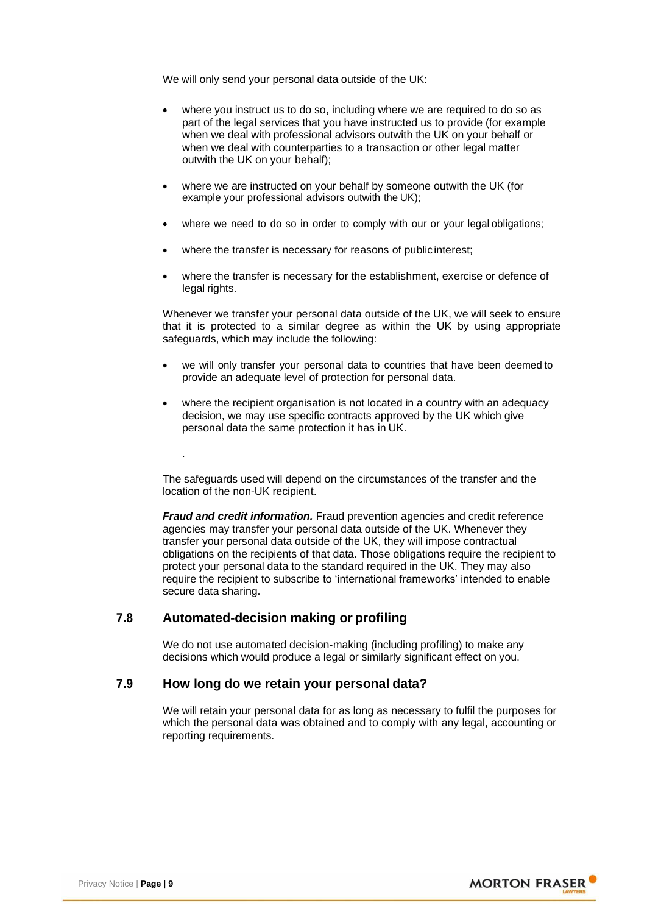We will only send your personal data outside of the UK:

- where you instruct us to do so, including where we are required to do so as part of the legal services that you have instructed us to provide (for example when we deal with professional advisors outwith the UK on your behalf or when we deal with counterparties to a transaction or other legal matter outwith the UK on your behalf);
- where we are instructed on your behalf by someone outwith the UK (for example your professional advisors outwith the UK);
- where we need to do so in order to comply with our or your legal obligations;
- where the transfer is necessary for reasons of public interest;
- where the transfer is necessary for the establishment, exercise or defence of legal rights.

Whenever we transfer your personal data outside of the UK, we will seek to ensure that it is protected to a similar degree as within the UK by using appropriate safeguards, which may include the following:

- we will only transfer your personal data to countries that have been deemed to provide an adequate level of protection for personal data.
- where the recipient organisation is not located in a country with an adequacy decision, we may use specific contracts approved by the UK which give personal data the same protection it has in UK.

.

The safeguards used will depend on the circumstances of the transfer and the location of the non-UK recipient.

***Fraud and credit information.*** Fraud prevention agencies and credit reference agencies may transfer your personal data outside of the UK. Whenever they transfer your personal data outside of the UK, they will impose contractual obligations on the recipients of that data. Those obligations require the recipient to protect your personal data to the standard required in the UK. They may also require the recipient to subscribe to 'international frameworks' intended to enable secure data sharing.

## 7.8 Automated-decision making or profiling

We do not use automated decision-making (including profiling) to make any decisions which would produce a legal or similarly significant effect on you.

## 7.9 How long do we retain your personal data?

We will retain your personal data for as long as necessary to fulfil the purposes for which the personal data was obtained and to comply with any legal, accounting or reporting requirements.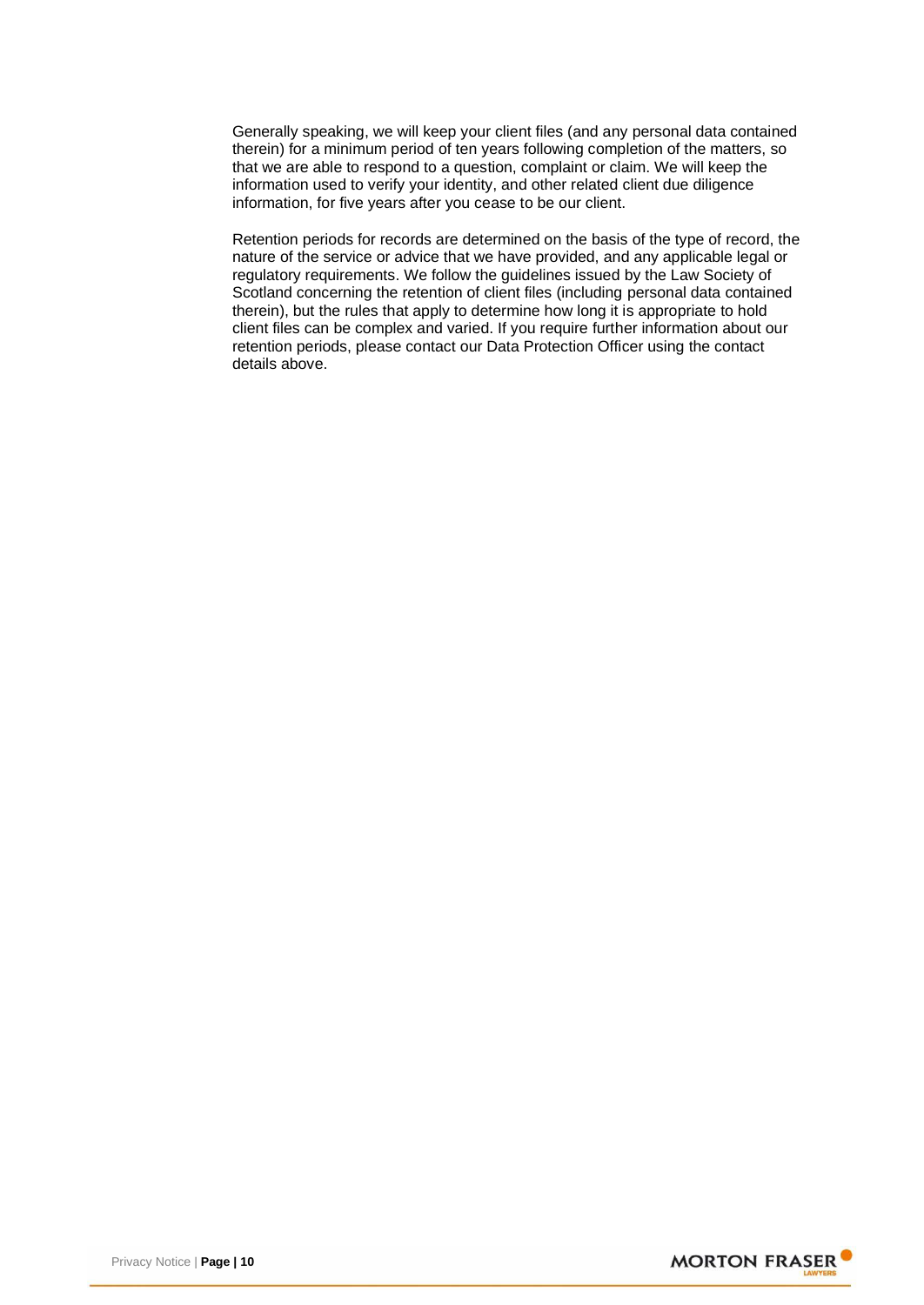Generally speaking, we will keep your client files (and any personal data contained therein) for a minimum period of ten years following completion of the matters, so that we are able to respond to a question, complaint or claim. We will keep the information used to verify your identity, and other related client due diligence information, for five years after you cease to be our client.

Retention periods for records are determined on the basis of the type of record, the nature of the service or advice that we have provided, and any applicable legal or regulatory requirements. We follow the guidelines issued by the Law Society of Scotland concerning the retention of client files (including personal data contained therein), but the rules that apply to determine how long it is appropriate to hold client files can be complex and varied. If you require further information about our retention periods, please contact our Data Protection Officer using the contact details above.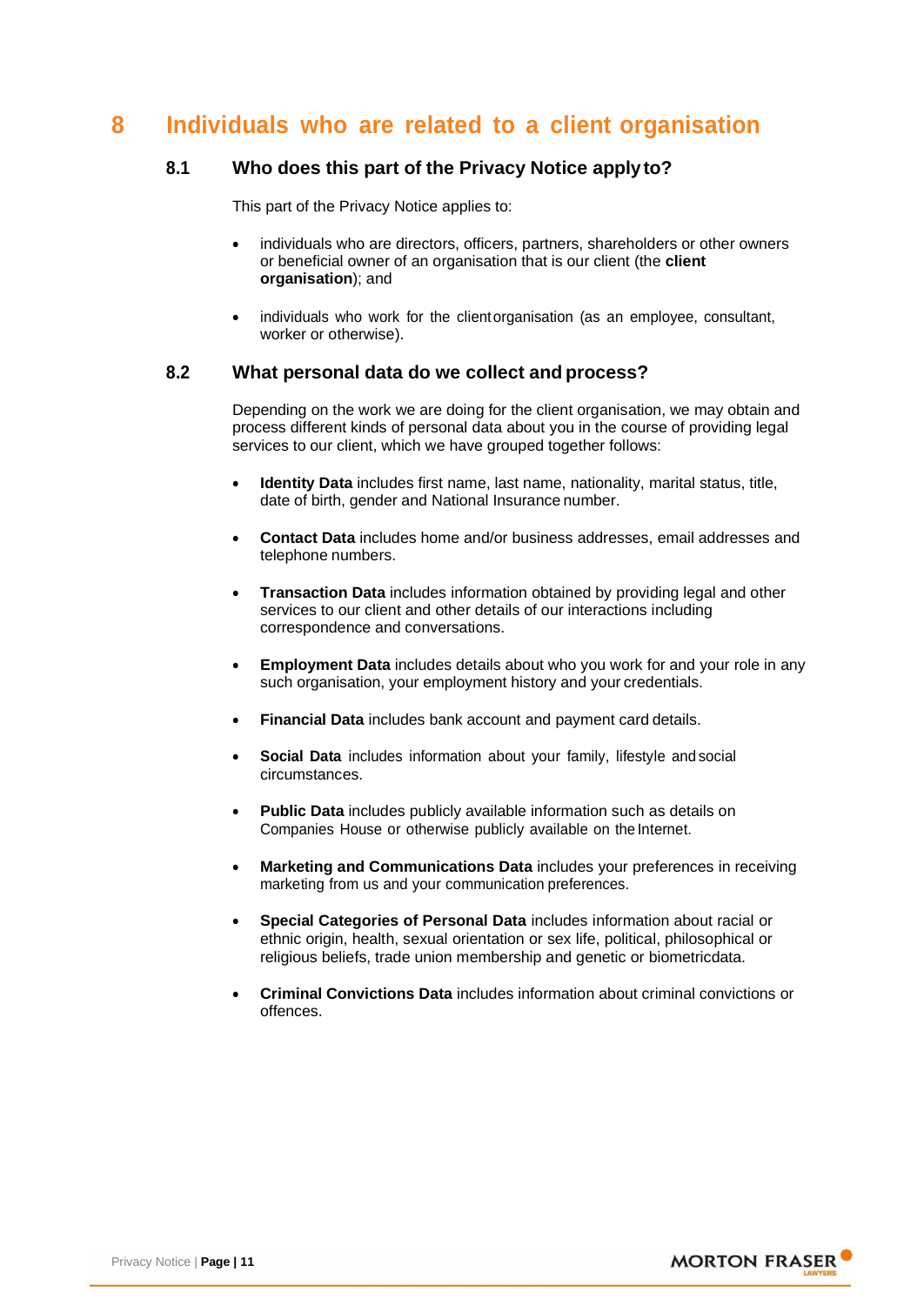# 8 Individuals who are related to a client organisation

## 8.1 Who does this part of the Privacy Notice apply to?

This part of the Privacy Notice applies to:

- individuals who are directors, officers, partners, shareholders or other owners or beneficial owner of an organisation that is our client (the **client organisation**); and
- individuals who work for the client organisation (as an employee, consultant, worker or otherwise).

## 8.2 What personal data do we collect and process?

Depending on the work we are doing for the client organisation, we may obtain and process different kinds of personal data about you in the course of providing legal services to our client, which we have grouped together follows:

- **Identity Data** includes first name, last name, nationality, marital status, title, date of birth, gender and National Insurance number.
- **Contact Data** includes home and/or business addresses, email addresses and telephone numbers.
- **Transaction Data** includes information obtained by providing legal and other services to our client and other details of our interactions including correspondence and conversations.
- **Employment Data** includes details about who you work for and your role in any such organisation, your employment history and your credentials.
- **Financial Data** includes bank account and payment card details.
- **Social Data** includes information about your family, lifestyle and social circumstances.
- **Public Data** includes publicly available information such as details on Companies House or otherwise publicly available on the Internet.
- **Marketing and Communications Data** includes your preferences in receiving marketing from us and your communication preferences.
- **Special Categories of Personal Data** includes information about racial or ethnic origin, health, sexual orientation or sex life, political, philosophical or religious beliefs, trade union membership and genetic or biometric data.
- **Criminal Convictions Data** includes information about criminal convictions or offences.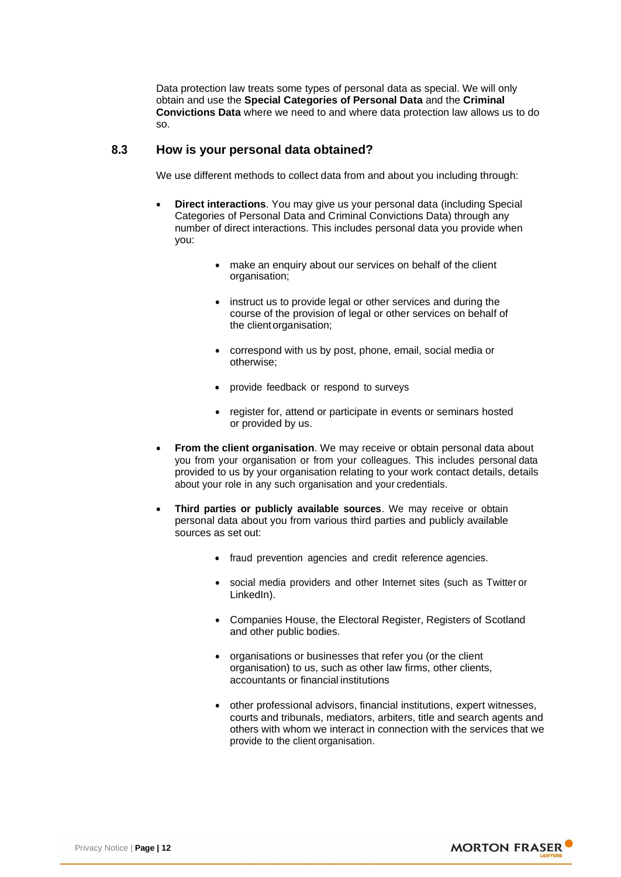Data protection law treats some types of personal data as special. We will only obtain and use the **Special Categories of Personal Data** and the **Criminal Convictions Data** where we need to and where data protection law allows us to do so.

## 8.3 How is your personal data obtained?

We use different methods to collect data from and about you including through:

- **Direct interactions**. You may give us your personal data (including Special Categories of Personal Data and Criminal Convictions Data) through any number of direct interactions. This includes personal data you provide when you:
    - make an enquiry about our services on behalf of the client organisation;
    - instruct us to provide legal or other services and during the course of the provision of legal or other services on behalf of the client organisation;
    - correspond with us by post, phone, email, social media or otherwise;
    - provide feedback or respond to surveys
    - register for, attend or participate in events or seminars hosted or provided by us.
- **From the client organisation**. We may receive or obtain personal data about you from your organisation or from your colleagues. This includes personal data provided to us by your organisation relating to your work contact details, details about your role in any such organisation and your credentials.
- **Third parties or publicly available sources**. We may receive or obtain personal data about you from various third parties and publicly available sources as set out:
    - fraud prevention agencies and credit reference agencies.
    - social media providers and other Internet sites (such as Twitter or LinkedIn).
    - Companies House, the Electoral Register, Registers of Scotland and other public bodies.
    - organisations or businesses that refer you (or the client organisation) to us, such as other law firms, other clients, accountants or financial institutions
    - other professional advisors, financial institutions, expert witnesses, courts and tribunals, mediators, arbiters, title and search agents and others with whom we interact in connection with the services that we provide to the client organisation.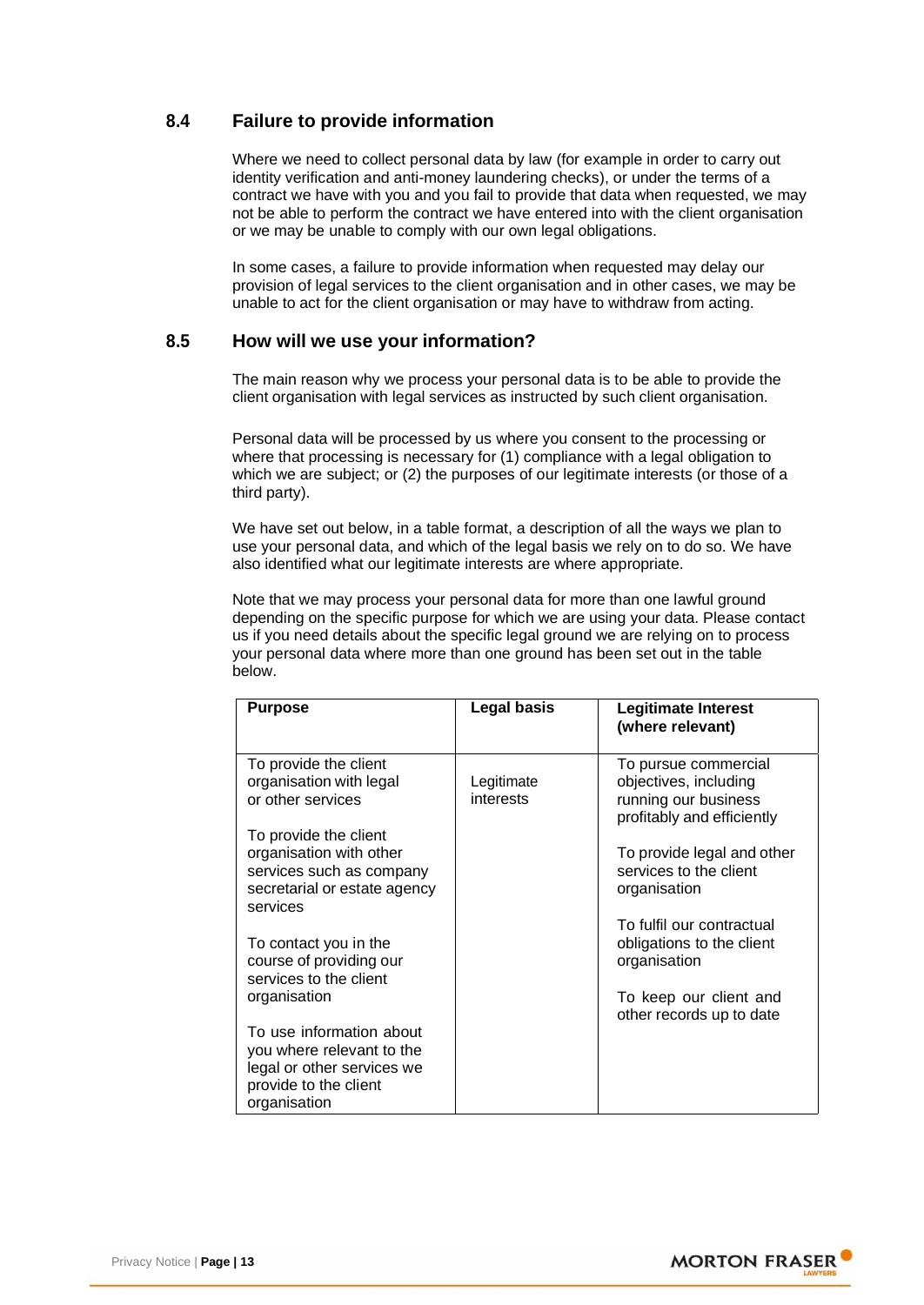### 8.4 Failure to provide information

Where we need to collect personal data by law (for example in order to carry out identity verification and anti-money laundering checks), or under the terms of a contract we have with you and you fail to provide that data when requested, we may not be able to perform the contract we have entered into with the client organisation or we may be unable to comply with our own legal obligations.

In some cases, a failure to provide information when requested may delay our provision of legal services to the client organisation and in other cases, we may be unable to act for the client organisation or may have to withdraw from acting.

### 8.5 How will we use your information?

The main reason why we process your personal data is to be able to provide the client organisation with legal services as instructed by such client organisation.

Personal data will be processed by us where you consent to the processing or where that processing is necessary for (1) compliance with a legal obligation to which we are subject; or (2) the purposes of our legitimate interests (or those of a third party).

We have set out below, in a table format, a description of all the ways we plan to use your personal data, and which of the legal basis we rely on to do so. We have also identified what our legitimate interests are where appropriate.

Note that we may process your personal data for more than one lawful ground depending on the specific purpose for which we are using your data. Please contact us if you need details about the specific legal ground we are relying on to process your personal data where more than one ground has been set out in the table below.

| **Purpose** | **Legal basis** | **Legitimate Interest (where relevant)** |
|---|---|---|
| To provide the client organisation with legal or other services<br><br>To provide the client organisation with other services such as company secretarial or estate agency services<br><br>To contact you in the course of providing our services to the client organisation<br><br>To use information about you where relevant to the legal or other services we provide to the client organisation | Legitimate interests | To pursue commercial objectives, including running our business profitably and efficiently<br><br>To provide legal and other services to the client organisation<br><br>To fulfil our contractual obligations to the client organisation<br><br>To keep our client and other records up to date |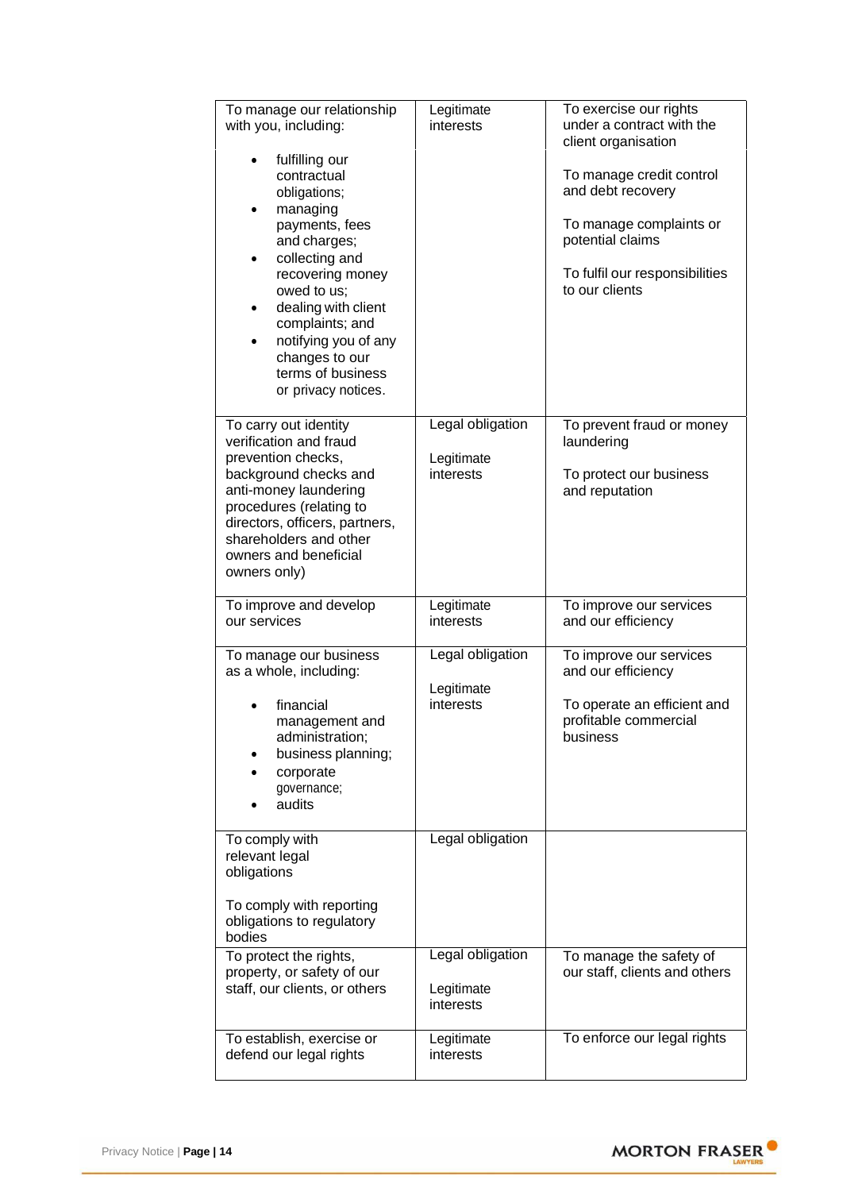| | | |
|---|---|---|
| To manage our relationship with you, including:<br><br>• fulfilling our contractual obligations;<br>• managing payments, fees and charges;<br>• collecting and recovering money owed to us;<br>• dealing with client complaints; and<br>• notifying you of any changes to our terms of business or privacy notices. | Legitimate interests | To exercise our rights under a contract with the client organisation<br><br>To manage credit control and debt recovery<br><br>To manage complaints or potential claims<br><br>To fulfil our responsibilities to our clients |
| To carry out identity verification and fraud prevention checks, background checks and anti-money laundering procedures (relating to directors, officers, partners, shareholders and other owners and beneficial owners only) | Legal obligation<br><br>Legitimate interests | To prevent fraud or money laundering<br><br>To protect our business and reputation |
| To improve and develop our services | Legitimate interests | To improve our services and our efficiency |
| To manage our business as a whole, including:<br><br>• financial management and administration;<br>• business planning;<br>• corporate governance;<br>• audits | Legal obligation<br><br>Legitimate interests | To improve our services and our efficiency<br><br>To operate an efficient and profitable commercial business |
| To comply with relevant legal obligations<br><br>To comply with reporting obligations to regulatory bodies | Legal obligation | |
| To protect the rights, property, or safety of our staff, our clients, or others | Legal obligation<br><br>Legitimate interests | To manage the safety of our staff, clients and others |
| To establish, exercise or defend our legal rights | Legitimate interests | To enforce our legal rights |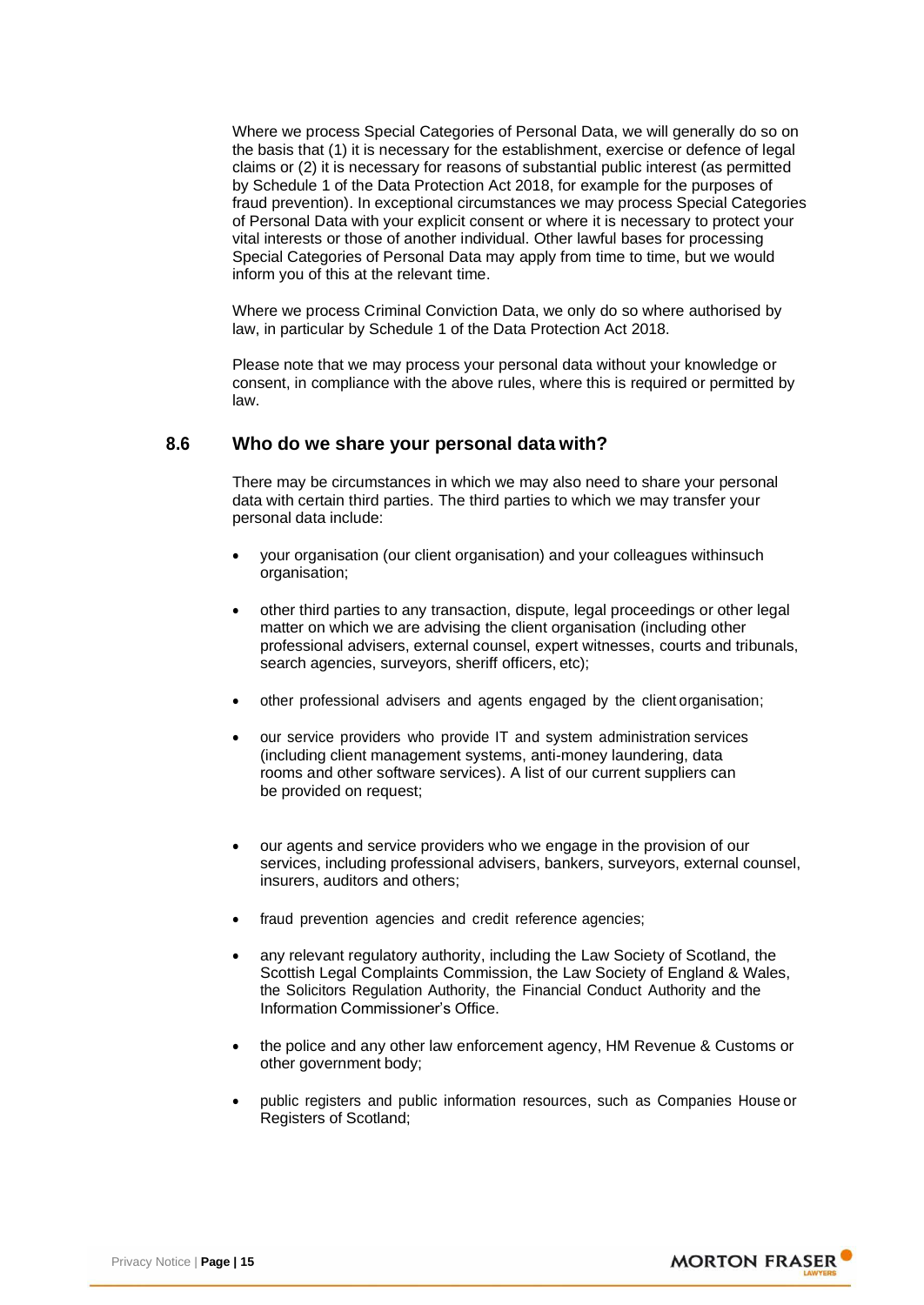Where we process Special Categories of Personal Data, we will generally do so on the basis that (1) it is necessary for the establishment, exercise or defence of legal claims or (2) it is necessary for reasons of substantial public interest (as permitted by Schedule 1 of the Data Protection Act 2018, for example for the purposes of fraud prevention). In exceptional circumstances we may process Special Categories of Personal Data with your explicit consent or where it is necessary to protect your vital interests or those of another individual. Other lawful bases for processing Special Categories of Personal Data may apply from time to time, but we would inform you of this at the relevant time.

Where we process Criminal Conviction Data, we only do so where authorised by law, in particular by Schedule 1 of the Data Protection Act 2018.

Please note that we may process your personal data without your knowledge or consent, in compliance with the above rules, where this is required or permitted by law.

### 8.6 Who do we share your personal data with?

There may be circumstances in which we may also need to share your personal data with certain third parties. The third parties to which we may transfer your personal data include:

- your organisation (our client organisation) and your colleagues withinsuch organisation;
- other third parties to any transaction, dispute, legal proceedings or other legal matter on which we are advising the client organisation (including other professional advisers, external counsel, expert witnesses, courts and tribunals, search agencies, surveyors, sheriff officers, etc);
- other professional advisers and agents engaged by the client organisation;
- our service providers who provide IT and system administration services (including client management systems, anti-money laundering, data rooms and other software services). A list of our current suppliers can be provided on request;
- our agents and service providers who we engage in the provision of our services, including professional advisers, bankers, surveyors, external counsel, insurers, auditors and others;
- fraud prevention agencies and credit reference agencies;
- any relevant regulatory authority, including the Law Society of Scotland, the Scottish Legal Complaints Commission, the Law Society of England & Wales, the Solicitors Regulation Authority, the Financial Conduct Authority and the Information Commissioner's Office.
- the police and any other law enforcement agency, HM Revenue & Customs or other government body;
- public registers and public information resources, such as Companies House or Registers of Scotland;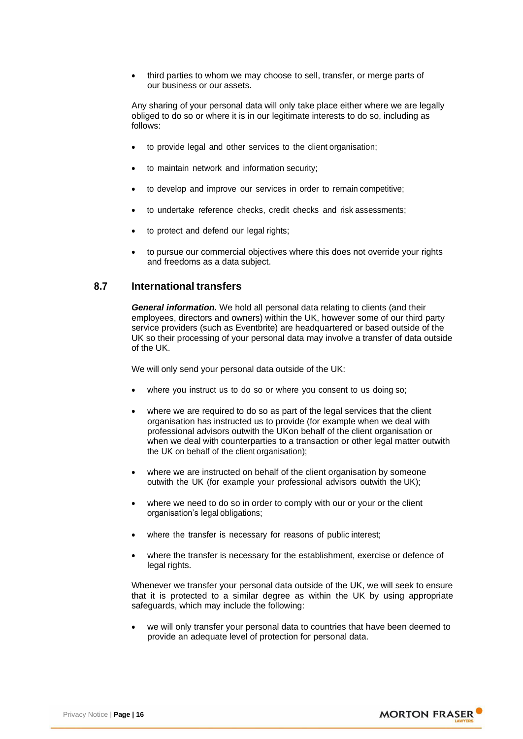- third parties to whom we may choose to sell, transfer, or merge parts of our business or our assets.

Any sharing of your personal data will only take place either where we are legally obliged to do so or where it is in our legitimate interests to do so, including as follows:

- to provide legal and other services to the client organisation;
- to maintain network and information security;
- to develop and improve our services in order to remain competitive;
- to undertake reference checks, credit checks and risk assessments;
- to protect and defend our legal rights;
- to pursue our commercial objectives where this does not override your rights and freedoms as a data subject.

## 8.7 International transfers

***General information.*** We hold all personal data relating to clients (and their employees, directors and owners) within the UK, however some of our third party service providers (such as Eventbrite) are headquartered or based outside of the UK so their processing of your personal data may involve a transfer of data outside of the UK.

We will only send your personal data outside of the UK:

- where you instruct us to do so or where you consent to us doing so;
- where we are required to do so as part of the legal services that the client organisation has instructed us to provide (for example when we deal with professional advisors outwith the UKon behalf of the client organisation or when we deal with counterparties to a transaction or other legal matter outwith the UK on behalf of the client organisation);
- where we are instructed on behalf of the client organisation by someone outwith the UK (for example your professional advisors outwith the UK);
- where we need to do so in order to comply with our or your or the client organisation's legal obligations;
- where the transfer is necessary for reasons of public interest;
- where the transfer is necessary for the establishment, exercise or defence of legal rights.

Whenever we transfer your personal data outside of the UK, we will seek to ensure that it is protected to a similar degree as within the UK by using appropriate safeguards, which may include the following:

- we will only transfer your personal data to countries that have been deemed to provide an adequate level of protection for personal data.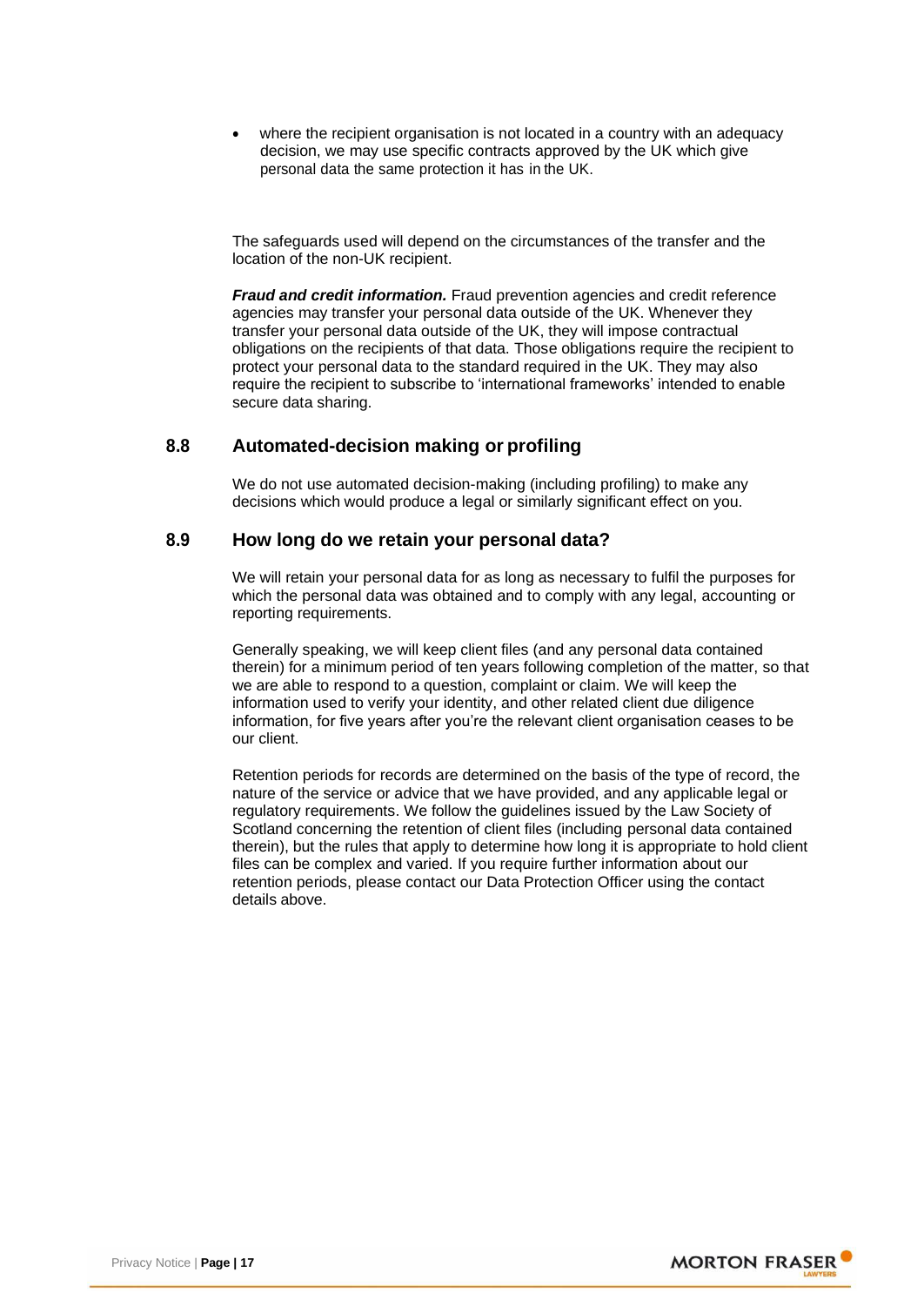- where the recipient organisation is not located in a country with an adequacy decision, we may use specific contracts approved by the UK which give personal data the same protection it has in the UK.

The safeguards used will depend on the circumstances of the transfer and the location of the non-UK recipient.

***Fraud and credit information.*** Fraud prevention agencies and credit reference agencies may transfer your personal data outside of the UK. Whenever they transfer your personal data outside of the UK, they will impose contractual obligations on the recipients of that data. Those obligations require the recipient to protect your personal data to the standard required in the UK. They may also require the recipient to subscribe to 'international frameworks' intended to enable secure data sharing.

### 8.8 Automated-decision making or profiling

We do not use automated decision-making (including profiling) to make any decisions which would produce a legal or similarly significant effect on you.

### 8.9 How long do we retain your personal data?

We will retain your personal data for as long as necessary to fulfil the purposes for which the personal data was obtained and to comply with any legal, accounting or reporting requirements.

Generally speaking, we will keep client files (and any personal data contained therein) for a minimum period of ten years following completion of the matter, so that we are able to respond to a question, complaint or claim. We will keep the information used to verify your identity, and other related client due diligence information, for five years after you're the relevant client organisation ceases to be our client.

Retention periods for records are determined on the basis of the type of record, the nature of the service or advice that we have provided, and any applicable legal or regulatory requirements. We follow the guidelines issued by the Law Society of Scotland concerning the retention of client files (including personal data contained therein), but the rules that apply to determine how long it is appropriate to hold client files can be complex and varied. If you require further information about our retention periods, please contact our Data Protection Officer using the contact details above.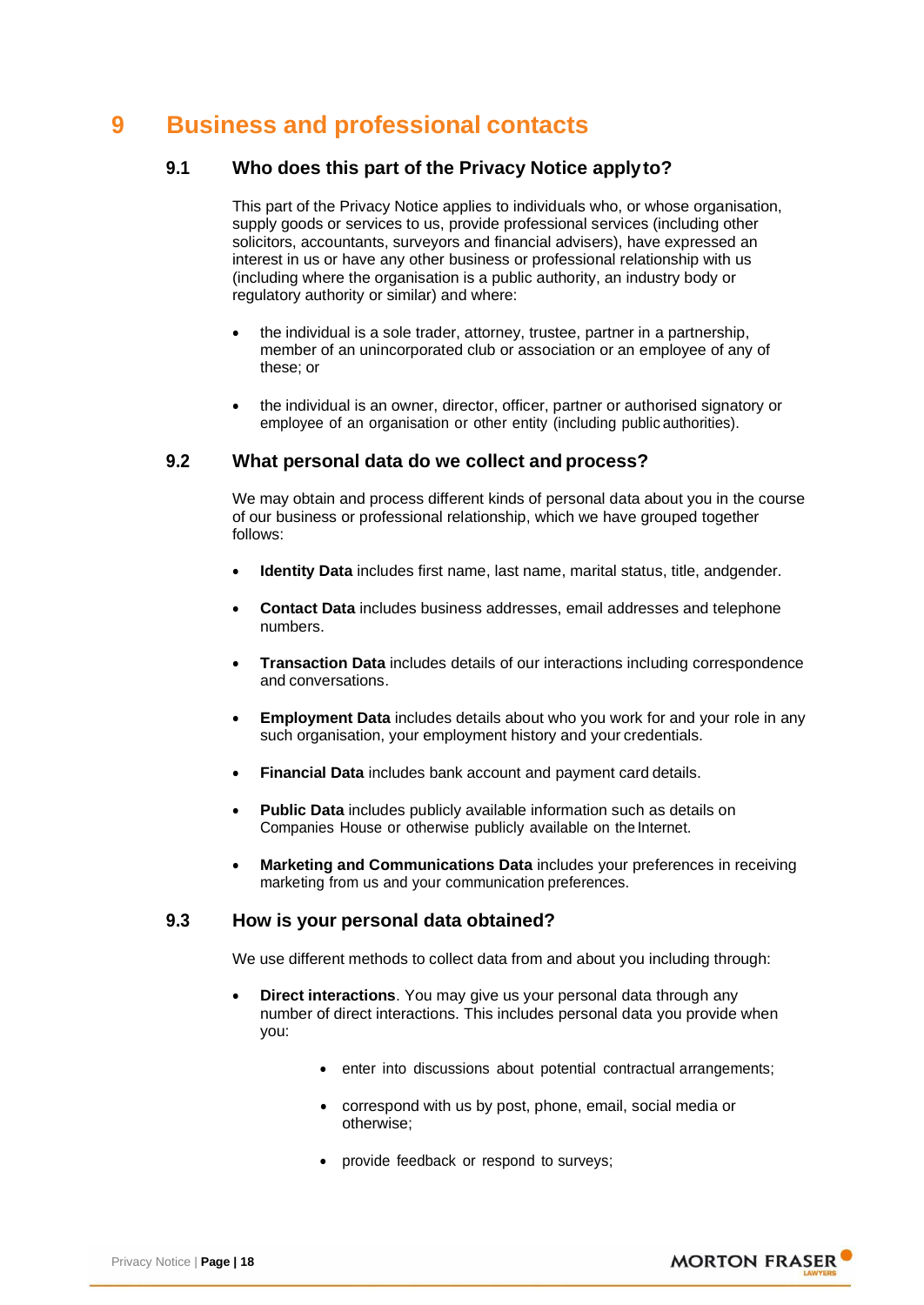# 9 Business and professional contacts

## 9.1 Who does this part of the Privacy Notice apply to?

This part of the Privacy Notice applies to individuals who, or whose organisation, supply goods or services to us, provide professional services (including other solicitors, accountants, surveyors and financial advisers), have expressed an interest in us or have any other business or professional relationship with us (including where the organisation is a public authority, an industry body or regulatory authority or similar) and where:

- the individual is a sole trader, attorney, trustee, partner in a partnership, member of an unincorporated club or association or an employee of any of these; or
- the individual is an owner, director, officer, partner or authorised signatory or employee of an organisation or other entity (including public authorities).

## 9.2 What personal data do we collect and process?

We may obtain and process different kinds of personal data about you in the course of our business or professional relationship, which we have grouped together follows:

- **Identity Data** includes first name, last name, marital status, title, andgender.
- **Contact Data** includes business addresses, email addresses and telephone numbers.
- **Transaction Data** includes details of our interactions including correspondence and conversations.
- **Employment Data** includes details about who you work for and your role in any such organisation, your employment history and your credentials.
- **Financial Data** includes bank account and payment card details.
- **Public Data** includes publicly available information such as details on Companies House or otherwise publicly available on the Internet.
- **Marketing and Communications Data** includes your preferences in receiving marketing from us and your communication preferences.

## 9.3 How is your personal data obtained?

We use different methods to collect data from and about you including through:

- **Direct interactions**. You may give us your personal data through any number of direct interactions. This includes personal data you provide when you:
    - enter into discussions about potential contractual arrangements;
    - correspond with us by post, phone, email, social media or otherwise;
    - provide feedback or respond to surveys;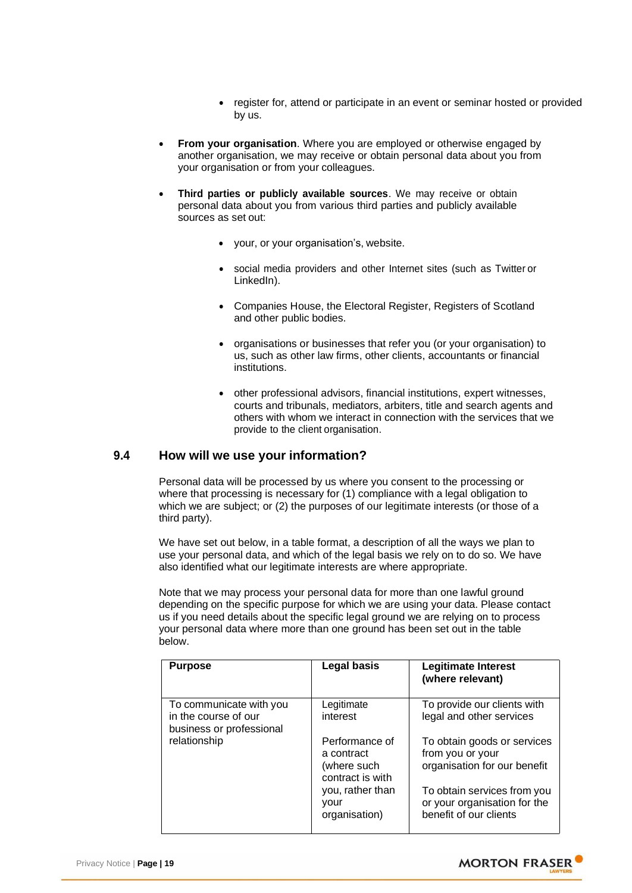- register for, attend or participate in an event or seminar hosted or provided by us.

- **From your organisation**. Where you are employed or otherwise engaged by another organisation, we may receive or obtain personal data about you from your organisation or from your colleagues.

- **Third parties or publicly available sources**. We may receive or obtain personal data about you from various third parties and publicly available sources as set out:

  - your, or your organisation's, website.

  - social media providers and other Internet sites (such as Twitter or LinkedIn).

  - Companies House, the Electoral Register, Registers of Scotland and other public bodies.

  - organisations or businesses that refer you (or your organisation) to us, such as other law firms, other clients, accountants or financial institutions.

  - other professional advisors, financial institutions, expert witnesses, courts and tribunals, mediators, arbiters, title and search agents and others with whom we interact in connection with the services that we provide to the client organisation.

## 9.4 How will we use your information?

Personal data will be processed by us where you consent to the processing or where that processing is necessary for (1) compliance with a legal obligation to which we are subject; or (2) the purposes of our legitimate interests (or those of a third party).

We have set out below, in a table format, a description of all the ways we plan to use your personal data, and which of the legal basis we rely on to do so. We have also identified what our legitimate interests are where appropriate.

Note that we may process your personal data for more than one lawful ground depending on the specific purpose for which we are using your data. Please contact us if you need details about the specific legal ground we are relying on to process your personal data where more than one ground has been set out in the table below.

| **Purpose** | **Legal basis** | **Legitimate Interest (where relevant)** |
| --- | --- | --- |
| To communicate with you in the course of our business or professional relationship | Legitimate interest<br><br>Performance of a contract (where such contract is with you, rather than your organisation) | To provide our clients with legal and other services<br><br>To obtain goods or services from you or your organisation for our benefit<br><br>To obtain services from you or your organisation for the benefit of our clients |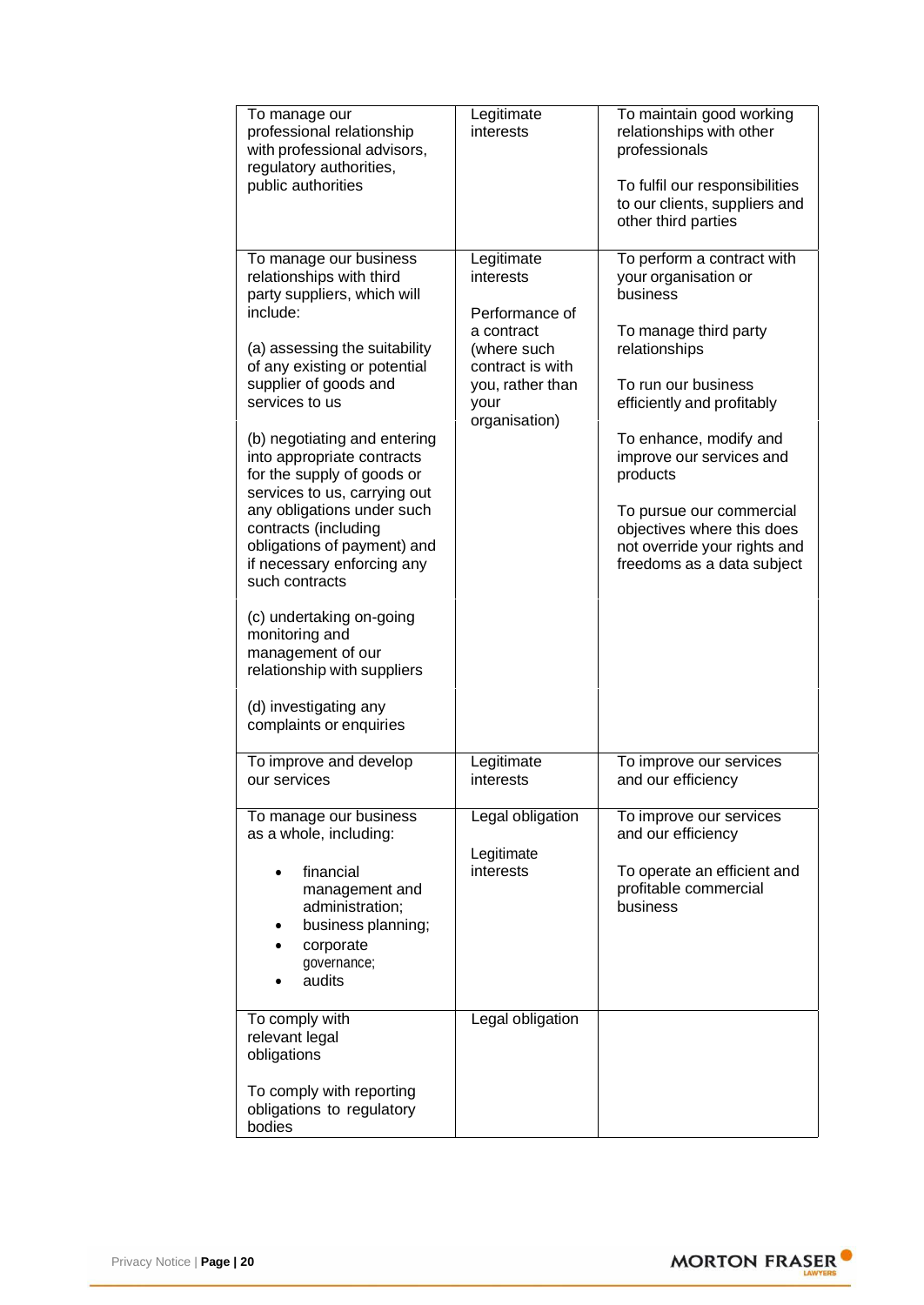| | | |
|---|---|---|
| To manage our professional relationship with professional advisors, regulatory authorities, public authorities | Legitimate interests | To maintain good working relationships with other professionals<br><br>To fulfil our responsibilities to our clients, suppliers and other third parties |
| To manage our business relationships with third party suppliers, which will include:<br><br>(a) assessing the suitability of any existing or potential supplier of goods and services to us<br><br>(b) negotiating and entering into appropriate contracts for the supply of goods or services to us, carrying out any obligations under such contracts (including obligations of payment) and if necessary enforcing any such contracts<br><br>(c) undertaking on-going monitoring and management of our relationship with suppliers<br><br>(d) investigating any complaints or enquiries | Legitimate interests<br><br>Performance of a contract (where such contract is with you, rather than your organisation) | To perform a contract with your organisation or business<br><br>To manage third party relationships<br><br>To run our business efficiently and profitably<br><br>To enhance, modify and improve our services and products<br><br>To pursue our commercial objectives where this does not override your rights and freedoms as a data subject |
| To improve and develop our services | Legitimate interests | To improve our services and our efficiency |
| To manage our business as a whole, including:<br><br>• financial management and administration;<br>• business planning;<br>• corporate governance;<br>• audits | Legal obligation<br><br>Legitimate interests | To improve our services and our efficiency<br><br>To operate an efficient and profitable commercial business |
| To comply with relevant legal obligations<br><br>To comply with reporting obligations to regulatory bodies | Legal obligation | |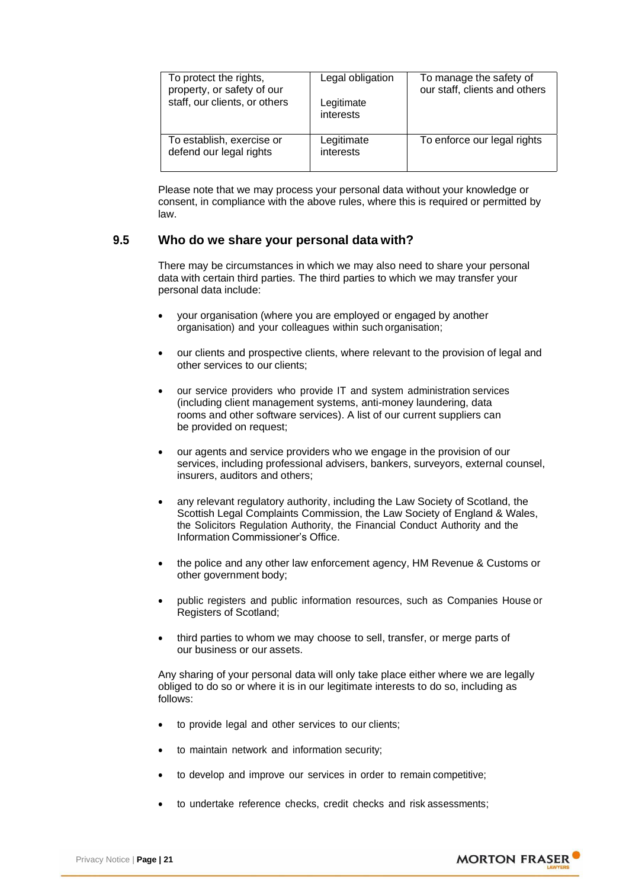| | | |
|---|---|---|
| To protect the rights, property, or safety of our staff, our clients, or others | Legal obligation<br><br>Legitimate interests | To manage the safety of our staff, clients and others |
| To establish, exercise or defend our legal rights | Legitimate interests | To enforce our legal rights |

Please note that we may process your personal data without your knowledge or consent, in compliance with the above rules, where this is required or permitted by law.

## 9.5 Who do we share your personal data with?

There may be circumstances in which we may also need to share your personal data with certain third parties. The third parties to which we may transfer your personal data include:

- your organisation (where you are employed or engaged by another organisation) and your colleagues within such organisation;
- our clients and prospective clients, where relevant to the provision of legal and other services to our clients;
- our service providers who provide IT and system administration services (including client management systems, anti-money laundering, data rooms and other software services). A list of our current suppliers can be provided on request;
- our agents and service providers who we engage in the provision of our services, including professional advisers, bankers, surveyors, external counsel, insurers, auditors and others;
- any relevant regulatory authority, including the Law Society of Scotland, the Scottish Legal Complaints Commission, the Law Society of England & Wales, the Solicitors Regulation Authority, the Financial Conduct Authority and the Information Commissioner's Office.
- the police and any other law enforcement agency, HM Revenue & Customs or other government body;
- public registers and public information resources, such as Companies House or Registers of Scotland;
- third parties to whom we may choose to sell, transfer, or merge parts of our business or our assets.

Any sharing of your personal data will only take place either where we are legally obliged to do so or where it is in our legitimate interests to do so, including as follows:

- to provide legal and other services to our clients;
- to maintain network and information security;
- to develop and improve our services in order to remain competitive;
- to undertake reference checks, credit checks and risk assessments;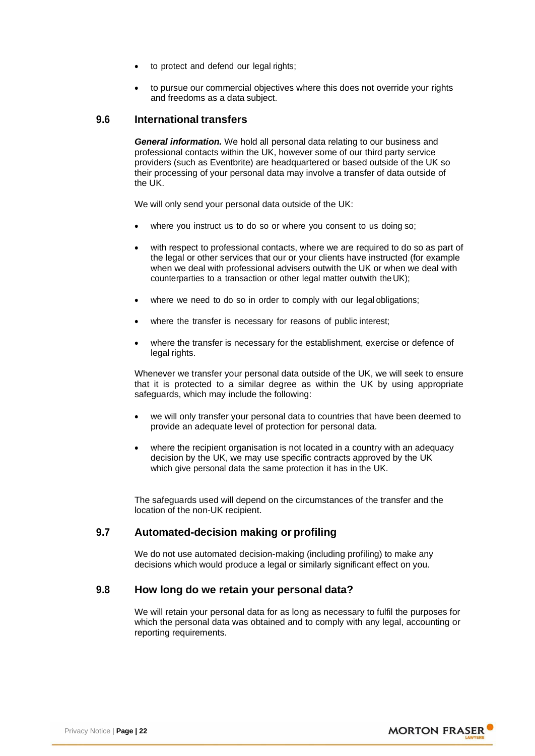- to protect and defend our legal rights;
- to pursue our commercial objectives where this does not override your rights and freedoms as a data subject.

### 9.6 International transfers

***General information.*** We hold all personal data relating to our business and professional contacts within the UK, however some of our third party service providers (such as Eventbrite) are headquartered or based outside of the UK so their processing of your personal data may involve a transfer of data outside of the UK.

We will only send your personal data outside of the UK:

- where you instruct us to do so or where you consent to us doing so;
- with respect to professional contacts, where we are required to do so as part of the legal or other services that our or your clients have instructed (for example when we deal with professional advisers outwith the UK or when we deal with counterparties to a transaction or other legal matter outwith the UK);
- where we need to do so in order to comply with our legal obligations;
- where the transfer is necessary for reasons of public interest;
- where the transfer is necessary for the establishment, exercise or defence of legal rights.

Whenever we transfer your personal data outside of the UK, we will seek to ensure that it is protected to a similar degree as within the UK by using appropriate safeguards, which may include the following:

- we will only transfer your personal data to countries that have been deemed to provide an adequate level of protection for personal data.
- where the recipient organisation is not located in a country with an adequacy decision by the UK, we may use specific contracts approved by the UK which give personal data the same protection it has in the UK.

The safeguards used will depend on the circumstances of the transfer and the location of the non-UK recipient.

### 9.7 Automated-decision making or profiling

We do not use automated decision-making (including profiling) to make any decisions which would produce a legal or similarly significant effect on you.

### 9.8 How long do we retain your personal data?

We will retain your personal data for as long as necessary to fulfil the purposes for which the personal data was obtained and to comply with any legal, accounting or reporting requirements.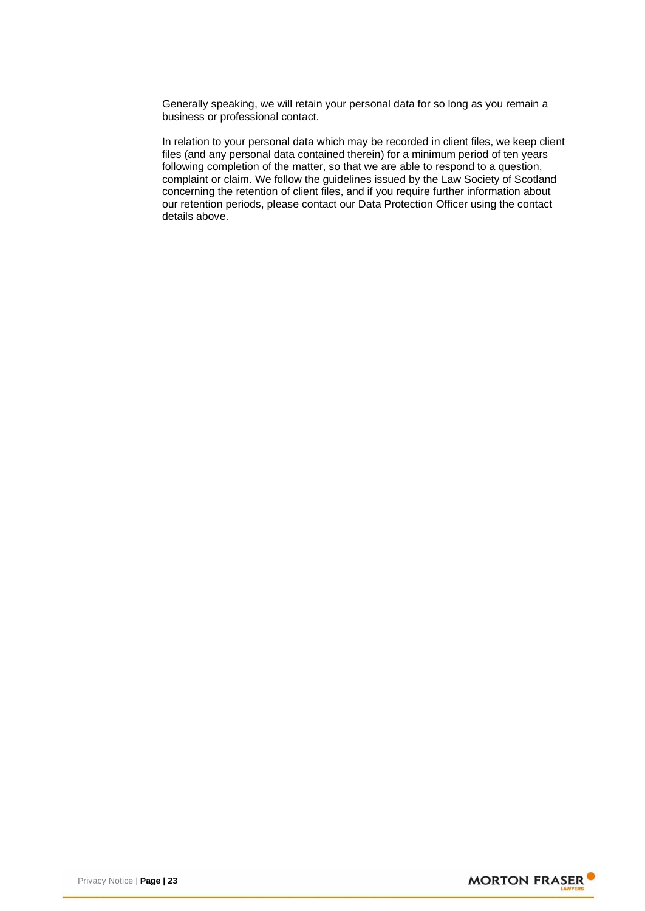Generally speaking, we will retain your personal data for so long as you remain a business or professional contact.

In relation to your personal data which may be recorded in client files, we keep client files (and any personal data contained therein) for a minimum period of ten years following completion of the matter, so that we are able to respond to a question, complaint or claim. We follow the guidelines issued by the Law Society of Scotland concerning the retention of client files, and if you require further information about our retention periods, please contact our Data Protection Officer using the contact details above.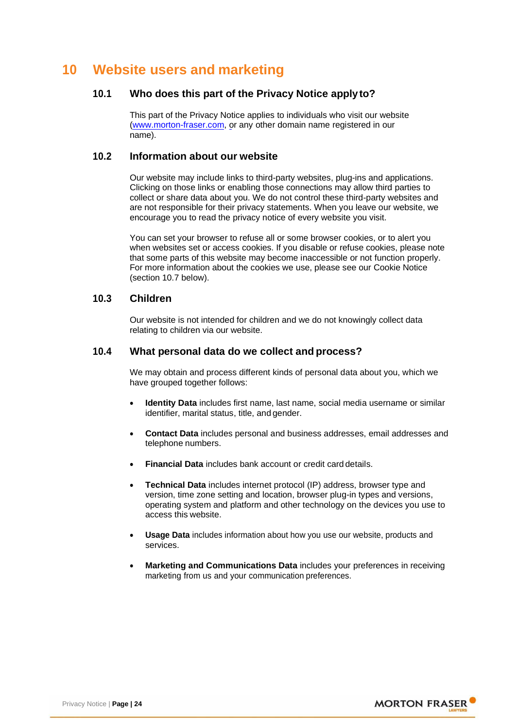# 10 Website users and marketing

## 10.1 Who does this part of the Privacy Notice apply to?

This part of the Privacy Notice applies to individuals who visit our website (www.morton-fraser.com, or any other domain name registered in our name).

## 10.2 Information about our website

Our website may include links to third-party websites, plug-ins and applications. Clicking on those links or enabling those connections may allow third parties to collect or share data about you. We do not control these third-party websites and are not responsible for their privacy statements. When you leave our website, we encourage you to read the privacy notice of every website you visit.

You can set your browser to refuse all or some browser cookies, or to alert you when websites set or access cookies. If you disable or refuse cookies, please note that some parts of this website may become inaccessible or not function properly. For more information about the cookies we use, please see our Cookie Notice (section 10.7 below).

## 10.3 Children

Our website is not intended for children and we do not knowingly collect data relating to children via our website.

## 10.4 What personal data do we collect and process?

We may obtain and process different kinds of personal data about you, which we have grouped together follows:

- **Identity Data** includes first name, last name, social media username or similar identifier, marital status, title, and gender.
- **Contact Data** includes personal and business addresses, email addresses and telephone numbers.
- **Financial Data** includes bank account or credit card details.
- **Technical Data** includes internet protocol (IP) address, browser type and version, time zone setting and location, browser plug-in types and versions, operating system and platform and other technology on the devices you use to access this website.
- **Usage Data** includes information about how you use our website, products and services.
- **Marketing and Communications Data** includes your preferences in receiving marketing from us and your communication preferences.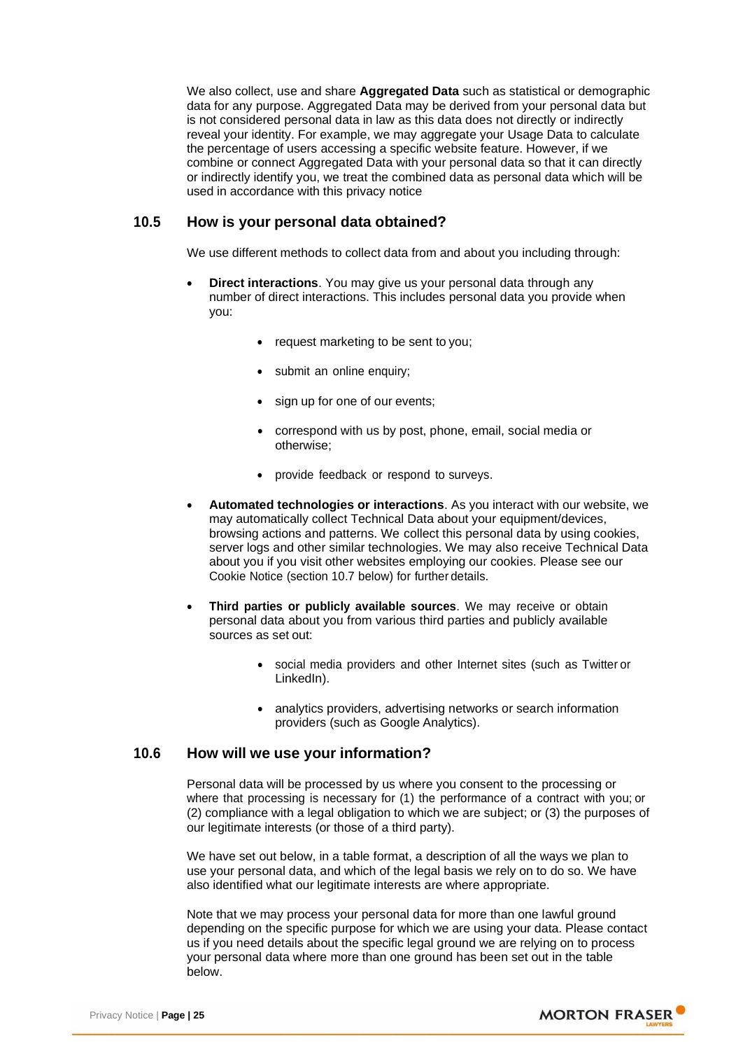We also collect, use and share **Aggregated Data** such as statistical or demographic data for any purpose. Aggregated Data may be derived from your personal data but is not considered personal data in law as this data does not directly or indirectly reveal your identity. For example, we may aggregate your Usage Data to calculate the percentage of users accessing a specific website feature. However, if we combine or connect Aggregated Data with your personal data so that it can directly or indirectly identify you, we treat the combined data as personal data which will be used in accordance with this privacy notice

## 10.5 How is your personal data obtained?

We use different methods to collect data from and about you including through:

- **Direct interactions**. You may give us your personal data through any number of direct interactions. This includes personal data you provide when you:
  - request marketing to be sent to you;
  - submit an online enquiry;
  - sign up for one of our events;
  - correspond with us by post, phone, email, social media or otherwise;
  - provide feedback or respond to surveys.
- **Automated technologies or interactions**. As you interact with our website, we may automatically collect Technical Data about your equipment/devices, browsing actions and patterns. We collect this personal data by using cookies, server logs and other similar technologies. We may also receive Technical Data about you if you visit other websites employing our cookies. Please see our Cookie Notice (section 10.7 below) for further details.
- **Third parties or publicly available sources**. We may receive or obtain personal data about you from various third parties and publicly available sources as set out:
  - social media providers and other Internet sites (such as Twitter or LinkedIn).
  - analytics providers, advertising networks or search information providers (such as Google Analytics).

## 10.6 How will we use your information?

Personal data will be processed by us where you consent to the processing or where that processing is necessary for (1) the performance of a contract with you; or (2) compliance with a legal obligation to which we are subject; or (3) the purposes of our legitimate interests (or those of a third party).

We have set out below, in a table format, a description of all the ways we plan to use your personal data, and which of the legal basis we rely on to do so. We have also identified what our legitimate interests are where appropriate.

Note that we may process your personal data for more than one lawful ground depending on the specific purpose for which we are using your data. Please contact us if you need details about the specific legal ground we are relying on to process your personal data where more than one ground has been set out in the table below.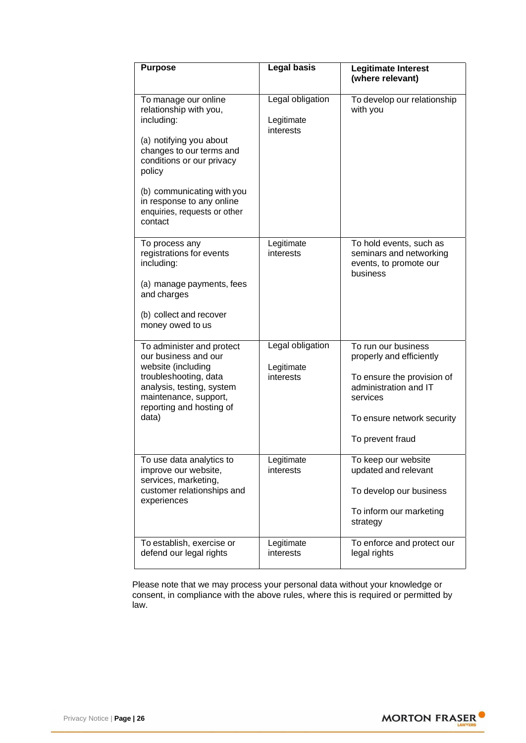| Purpose | Legal basis | Legitimate Interest (where relevant) |
|---|---|---|
| To manage our online relationship with you, including:<br><br>(a) notifying you about changes to our terms and conditions or our privacy policy<br><br>(b) communicating with you in response to any online enquiries, requests or other contact | Legal obligation<br><br>Legitimate interests | To develop our relationship with you |
| To process any registrations for events including:<br><br>(a) manage payments, fees and charges<br><br>(b) collect and recover money owed to us | Legitimate interests | To hold events, such as seminars and networking events, to promote our business |
| To administer and protect our business and our website (including troubleshooting, data analysis, testing, system maintenance, support, reporting and hosting of data) | Legal obligation<br><br>Legitimate interests | To run our business properly and efficiently<br><br>To ensure the provision of administration and IT services<br><br>To ensure network security<br><br>To prevent fraud |
| To use data analytics to improve our website, services, marketing, customer relationships and experiences | Legitimate interests | To keep our website updated and relevant<br><br>To develop our business<br><br>To inform our marketing strategy |
| To establish, exercise or defend our legal rights | Legitimate interests | To enforce and protect our legal rights |

Please note that we may process your personal data without your knowledge or consent, in compliance with the above rules, where this is required or permitted by law.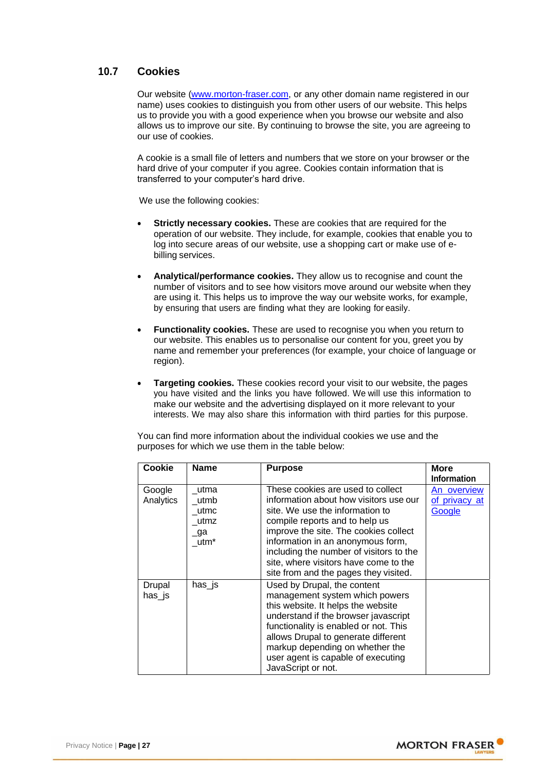### 10.7 Cookies

Our website (www.morton-fraser.com, or any other domain name registered in our name) uses cookies to distinguish you from other users of our website. This helps us to provide you with a good experience when you browse our website and also allows us to improve our site. By continuing to browse the site, you are agreeing to our use of cookies.

A cookie is a small file of letters and numbers that we store on your browser or the hard drive of your computer if you agree. Cookies contain information that is transferred to your computer's hard drive.

We use the following cookies:

- **Strictly necessary cookies.** These are cookies that are required for the operation of our website. They include, for example, cookies that enable you to log into secure areas of our website, use a shopping cart or make use of e-billing services.
- **Analytical/performance cookies.** They allow us to recognise and count the number of visitors and to see how visitors move around our website when they are using it. This helps us to improve the way our website works, for example, by ensuring that users are finding what they are looking for easily.
- **Functionality cookies.** These are used to recognise you when you return to our website. This enables us to personalise our content for you, greet you by name and remember your preferences (for example, your choice of language or region).
- **Targeting cookies.** These cookies record your visit to our website, the pages you have visited and the links you have followed. We will use this information to make our website and the advertising displayed on it more relevant to your interests. We may also share this information with third parties for this purpose.

You can find more information about the individual cookies we use and the purposes for which we use them in the table below:

| Cookie | Name | Purpose | More Information |
|---|---|---|---|
| Google Analytics | _utma<br>_utmb<br>_utmc<br>_utmz<br>_ga<br>_utm* | These cookies are used to collect information about how visitors use our site. We use the information to compile reports and to help us improve the site. The cookies collect information in an anonymous form, including the number of visitors to the site, where visitors have come to the site from and the pages they visited. | An overview of privacy at Google |
| Drupal has_js | has_js | Used by Drupal, the content management system which powers this website. It helps the website understand if the browser javascript functionality is enabled or not. This allows Drupal to generate different markup depending on whether the user agent is capable of executing JavaScript or not. | |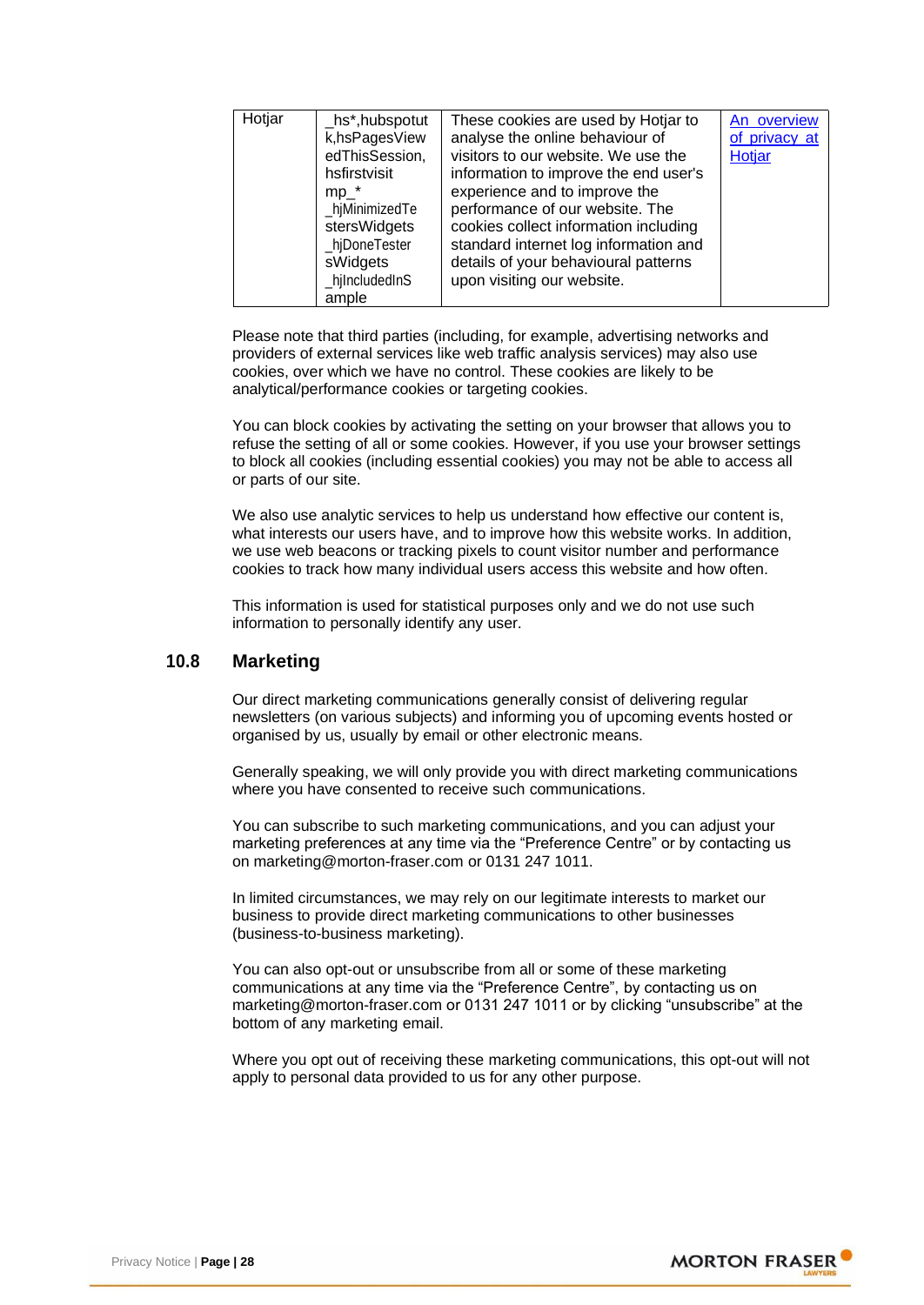| Hotjar | _hs*,hubspotutk,hsPagesViewedThisSession, hsfirstvisit mp_* _hjMinimizedTestersWidgets _hjDoneTesterWidgets _hjIncludedInSample | These cookies are used by Hotjar to analyse the online behaviour of visitors to our website. We use the information to improve the end user's experience and to improve the performance of our website. The cookies collect information including standard internet log information and details of your behavioural patterns upon visiting our website. | An overview of privacy at Hotjar |
|---|---|---|---|

Please note that third parties (including, for example, advertising networks and providers of external services like web traffic analysis services) may also use cookies, over which we have no control. These cookies are likely to be analytical/performance cookies or targeting cookies.

You can block cookies by activating the setting on your browser that allows you to refuse the setting of all or some cookies. However, if you use your browser settings to block all cookies (including essential cookies) you may not be able to access all or parts of our site.

We also use analytic services to help us understand how effective our content is, what interests our users have, and to improve how this website works. In addition, we use web beacons or tracking pixels to count visitor number and performance cookies to track how many individual users access this website and how often.

This information is used for statistical purposes only and we do not use such information to personally identify any user.

### 10.8 Marketing

Our direct marketing communications generally consist of delivering regular newsletters (on various subjects) and informing you of upcoming events hosted or organised by us, usually by email or other electronic means.

Generally speaking, we will only provide you with direct marketing communications where you have consented to receive such communications.

You can subscribe to such marketing communications, and you can adjust your marketing preferences at any time via the "Preference Centre" or by contacting us on marketing@morton-fraser.com or 0131 247 1011.

In limited circumstances, we may rely on our legitimate interests to market our business to provide direct marketing communications to other businesses (business-to-business marketing).

You can also opt-out or unsubscribe from all or some of these marketing communications at any time via the "Preference Centre", by contacting us on marketing@morton-fraser.com or 0131 247 1011 or by clicking "unsubscribe" at the bottom of any marketing email.

Where you opt out of receiving these marketing communications, this opt-out will not apply to personal data provided to us for any other purpose.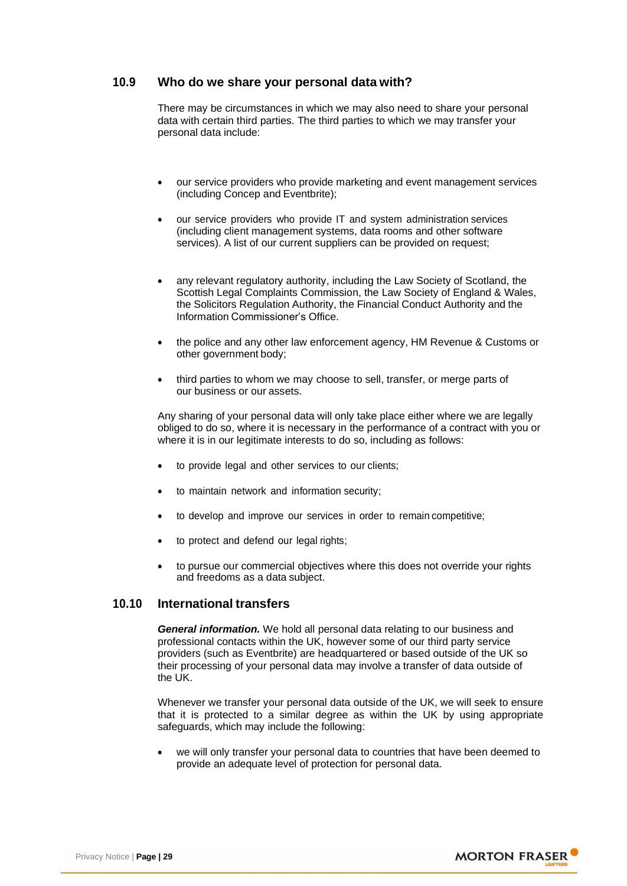## 10.9 Who do we share your personal data with?

There may be circumstances in which we may also need to share your personal data with certain third parties. The third parties to which we may transfer your personal data include:

- our service providers who provide marketing and event management services (including Concep and Eventbrite);
- our service providers who provide IT and system administration services (including client management systems, data rooms and other software services). A list of our current suppliers can be provided on request;
- any relevant regulatory authority, including the Law Society of Scotland, the Scottish Legal Complaints Commission, the Law Society of England & Wales, the Solicitors Regulation Authority, the Financial Conduct Authority and the Information Commissioner's Office.
- the police and any other law enforcement agency, HM Revenue & Customs or other government body;
- third parties to whom we may choose to sell, transfer, or merge parts of our business or our assets.

Any sharing of your personal data will only take place either where we are legally obliged to do so, where it is necessary in the performance of a contract with you or where it is in our legitimate interests to do so, including as follows:

- to provide legal and other services to our clients;
- to maintain network and information security;
- to develop and improve our services in order to remain competitive;
- to protect and defend our legal rights;
- to pursue our commercial objectives where this does not override your rights and freedoms as a data subject.

## 10.10 International transfers

***General information.*** We hold all personal data relating to our business and professional contacts within the UK, however some of our third party service providers (such as Eventbrite) are headquartered or based outside of the UK so their processing of your personal data may involve a transfer of data outside of the UK.

Whenever we transfer your personal data outside of the UK, we will seek to ensure that it is protected to a similar degree as within the UK by using appropriate safeguards, which may include the following:

- we will only transfer your personal data to countries that have been deemed to provide an adequate level of protection for personal data.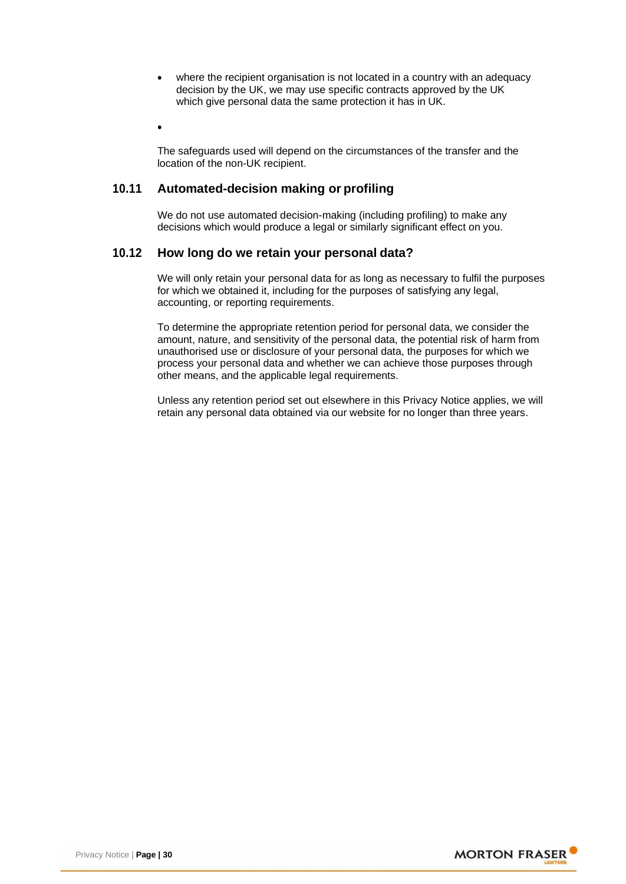- where the recipient organisation is not located in a country with an adequacy decision by the UK, we may use specific contracts approved by the UK which give personal data the same protection it has in UK.
- 

The safeguards used will depend on the circumstances of the transfer and the location of the non-UK recipient.

## 10.11 Automated-decision making or profiling

We do not use automated decision-making (including profiling) to make any decisions which would produce a legal or similarly significant effect on you.

## 10.12 How long do we retain your personal data?

We will only retain your personal data for as long as necessary to fulfil the purposes for which we obtained it, including for the purposes of satisfying any legal, accounting, or reporting requirements.

To determine the appropriate retention period for personal data, we consider the amount, nature, and sensitivity of the personal data, the potential risk of harm from unauthorised use or disclosure of your personal data, the purposes for which we process your personal data and whether we can achieve those purposes through other means, and the applicable legal requirements.

Unless any retention period set out elsewhere in this Privacy Notice applies, we will retain any personal data obtained via our website for no longer than three years.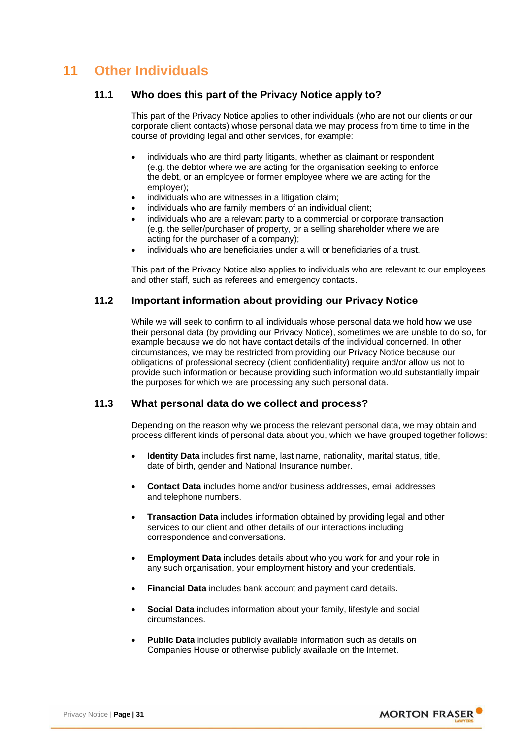# 11 Other Individuals

## 11.1 Who does this part of the Privacy Notice apply to?

This part of the Privacy Notice applies to other individuals (who are not our clients or our corporate client contacts) whose personal data we may process from time to time in the course of providing legal and other services, for example:

- individuals who are third party litigants, whether as claimant or respondent (e.g. the debtor where we are acting for the organisation seeking to enforce the debt, or an employee or former employee where we are acting for the employer);
- individuals who are witnesses in a litigation claim;
- individuals who are family members of an individual client;
- individuals who are a relevant party to a commercial or corporate transaction (e.g. the seller/purchaser of property, or a selling shareholder where we are acting for the purchaser of a company);
- individuals who are beneficiaries under a will or beneficiaries of a trust.

This part of the Privacy Notice also applies to individuals who are relevant to our employees and other staff, such as referees and emergency contacts.

## 11.2 Important information about providing our Privacy Notice

While we will seek to confirm to all individuals whose personal data we hold how we use their personal data (by providing our Privacy Notice), sometimes we are unable to do so, for example because we do not have contact details of the individual concerned. In other circumstances, we may be restricted from providing our Privacy Notice because our obligations of professional secrecy (client confidentiality) require and/or allow us not to provide such information or because providing such information would substantially impair the purposes for which we are processing any such personal data.

## 11.3 What personal data do we collect and process?

Depending on the reason why we process the relevant personal data, we may obtain and process different kinds of personal data about you, which we have grouped together follows:

- **Identity Data** includes first name, last name, nationality, marital status, title, date of birth, gender and National Insurance number.
- **Contact Data** includes home and/or business addresses, email addresses and telephone numbers.
- **Transaction Data** includes information obtained by providing legal and other services to our client and other details of our interactions including correspondence and conversations.
- **Employment Data** includes details about who you work for and your role in any such organisation, your employment history and your credentials.
- **Financial Data** includes bank account and payment card details.
- **Social Data** includes information about your family, lifestyle and social circumstances.
- **Public Data** includes publicly available information such as details on Companies House or otherwise publicly available on the Internet.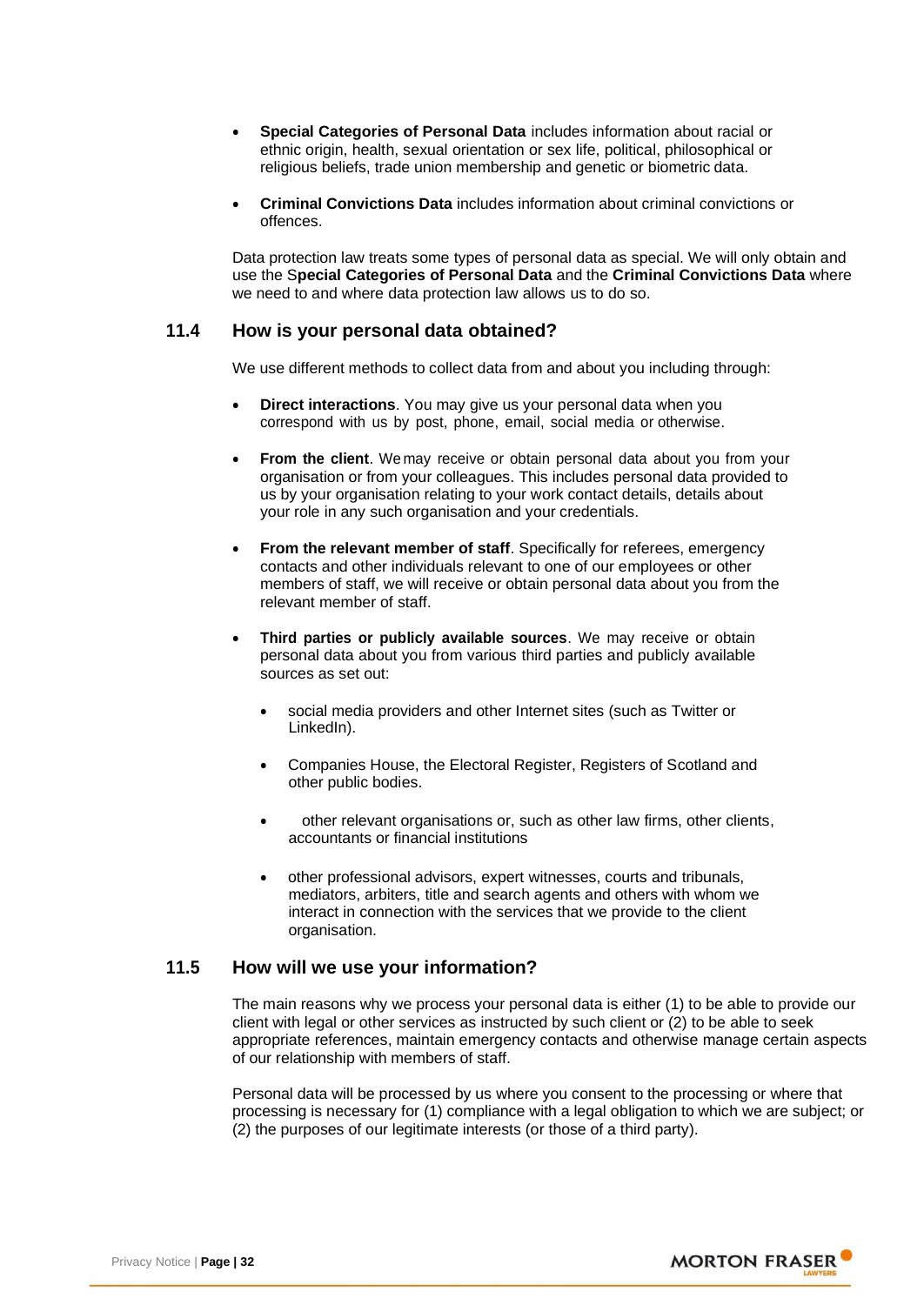- **Special Categories of Personal Data** includes information about racial or ethnic origin, health, sexual orientation or sex life, political, philosophical or religious beliefs, trade union membership and genetic or biometric data.

- **Criminal Convictions Data** includes information about criminal convictions or offences.

Data protection law treats some types of personal data as special. We will only obtain and use the S**pecial Categories of Personal Data** and the **Criminal Convictions Data** where we need to and where data protection law allows us to do so.

## 11.4 How is your personal data obtained?

We use different methods to collect data from and about you including through:

- **Direct interactions**. You may give us your personal data when you correspond with us by post, phone, email, social media or otherwise.

- **From the client**. We may receive or obtain personal data about you from your organisation or from your colleagues. This includes personal data provided to us by your organisation relating to your work contact details, details about your role in any such organisation and your credentials.

- **From the relevant member of staff**. Specifically for referees, emergency contacts and other individuals relevant to one of our employees or other members of staff, we will receive or obtain personal data about you from the relevant member of staff.

- **Third parties or publicly available sources**. We may receive or obtain personal data about you from various third parties and publicly available sources as set out:

  - social media providers and other Internet sites (such as Twitter or LinkedIn).

  - Companies House, the Electoral Register, Registers of Scotland and other public bodies.

  - other relevant organisations or, such as other law firms, other clients, accountants or financial institutions

  - other professional advisors, expert witnesses, courts and tribunals, mediators, arbiters, title and search agents and others with whom we interact in connection with the services that we provide to the client organisation.

## 11.5 How will we use your information?

The main reasons why we process your personal data is either (1) to be able to provide our client with legal or other services as instructed by such client or (2) to be able to seek appropriate references, maintain emergency contacts and otherwise manage certain aspects of our relationship with members of staff.

Personal data will be processed by us where you consent to the processing or where that processing is necessary for (1) compliance with a legal obligation to which we are subject; or (2) the purposes of our legitimate interests (or those of a third party).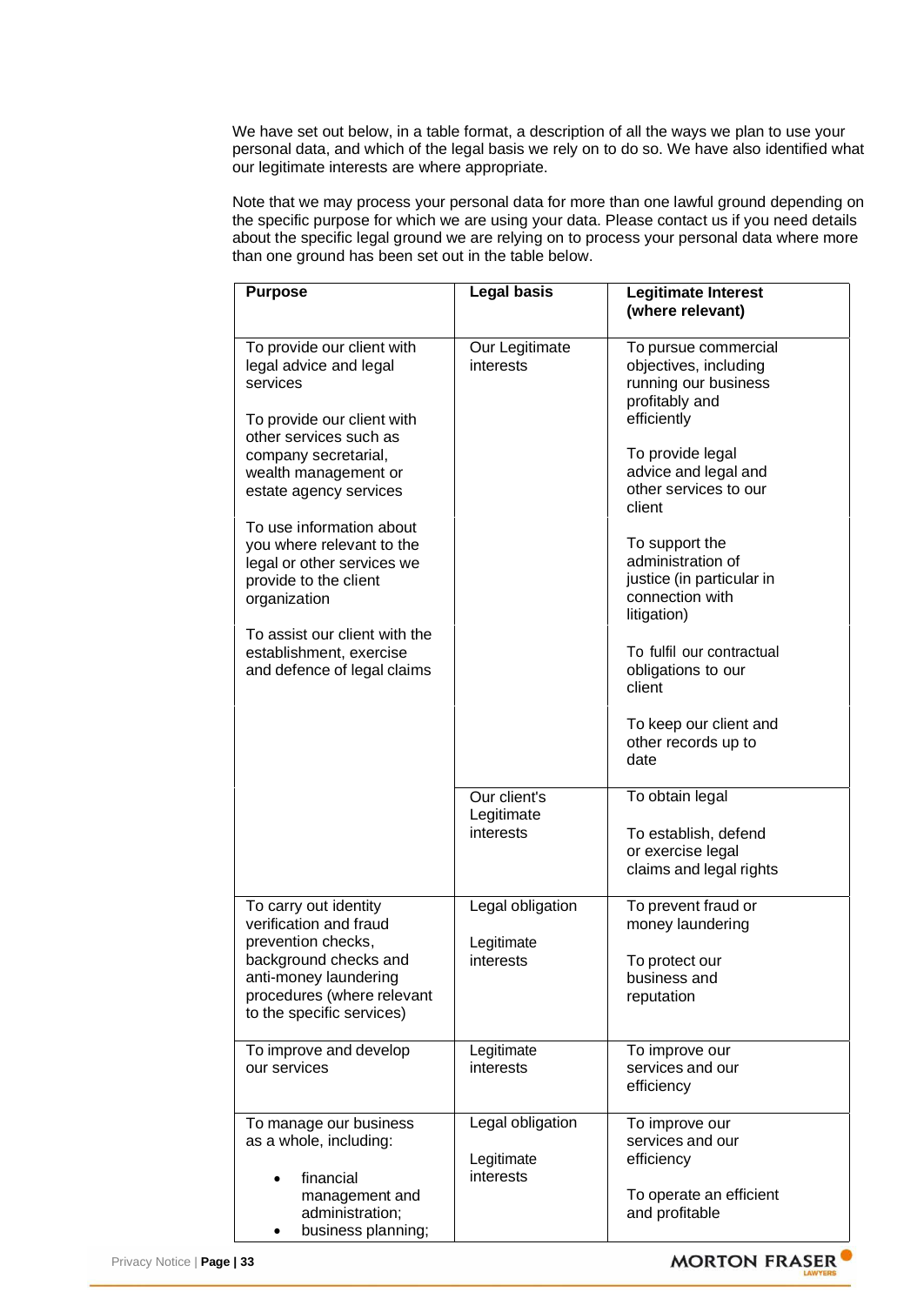We have set out below, in a table format, a description of all the ways we plan to use your personal data, and which of the legal basis we rely on to do so. We have also identified what our legitimate interests are where appropriate.

Note that we may process your personal data for more than one lawful ground depending on the specific purpose for which we are using your data. Please contact us if you need details about the specific legal ground we are relying on to process your personal data where more than one ground has been set out in the table below.

| Purpose | Legal basis | Legitimate Interest (where relevant) |
|---|---|---|
| To provide our client with legal advice and legal services<br><br>To provide our client with other services such as company secretarial, wealth management or estate agency services<br><br>To use information about you where relevant to the legal or other services we provide to the client organization<br><br>To assist our client with the establishment, exercise and defence of legal claims | Our Legitimate interests | To pursue commercial objectives, including running our business profitably and efficiently<br><br>To provide legal advice and legal and other services to our client<br><br>To support the administration of justice (in particular in connection with litigation)<br><br>To fulfil our contractual obligations to our client<br><br>To keep our client and other records up to date |
| | Our client's Legitimate interests | To obtain legal<br><br>To establish, defend or exercise legal claims and legal rights |
| To carry out identity verification and fraud prevention checks, background checks and anti-money laundering procedures (where relevant to the specific services) | Legal obligation<br><br>Legitimate interests | To prevent fraud or money laundering<br><br>To protect our business and reputation |
| To improve and develop our services | Legitimate interests | To improve our services and our efficiency |
| To manage our business as a whole, including:<br>• financial management and administration;<br>• business planning; | Legal obligation<br><br>Legitimate interests | To improve our services and our efficiency<br><br>To operate an efficient and profitable |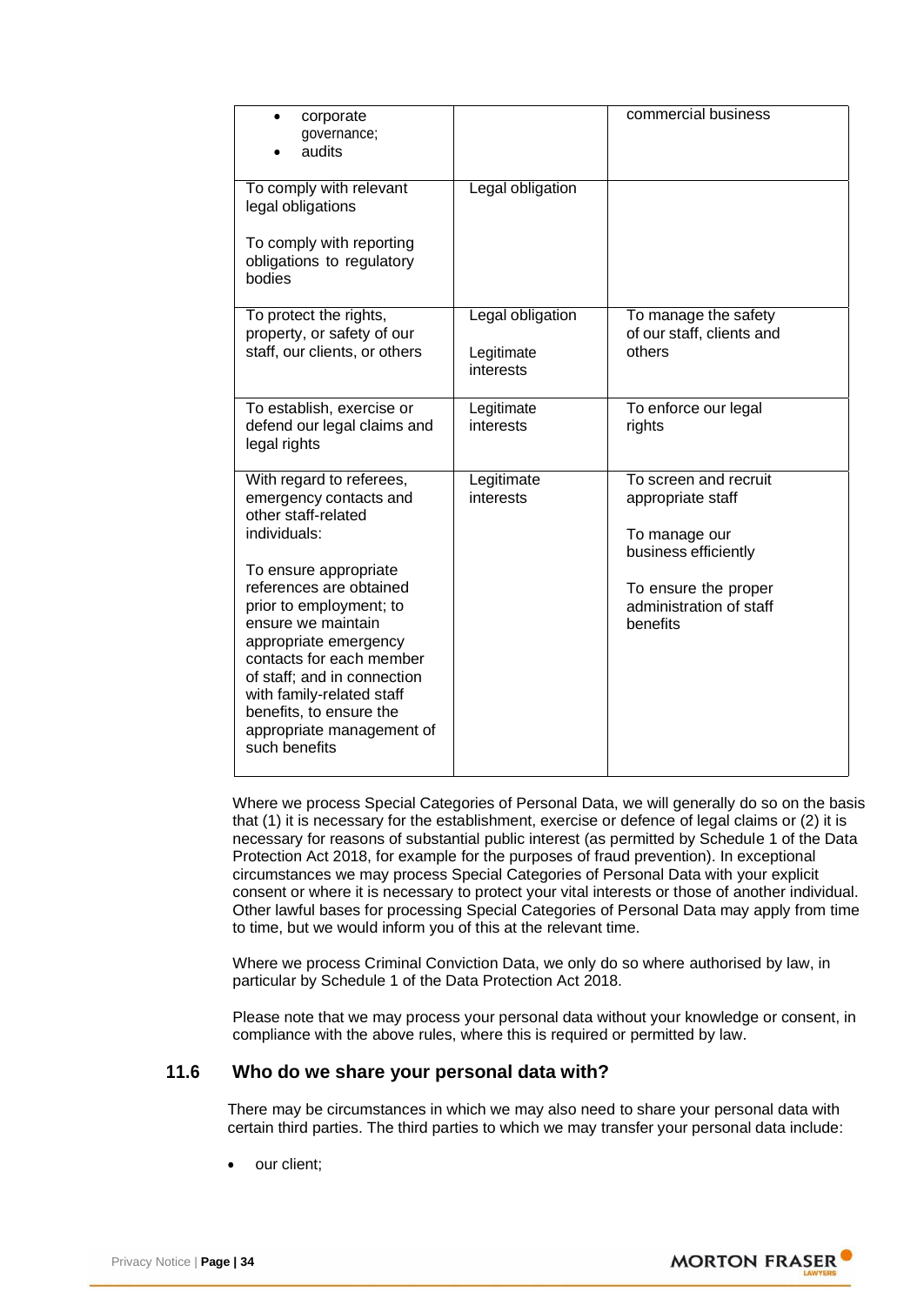| | | |
|---|---|---|
| • corporate governance;<br>• audits | | commercial business |
| To comply with relevant legal obligations<br><br>To comply with reporting obligations to regulatory bodies | Legal obligation | |
| To protect the rights, property, or safety of our staff, our clients, or others | Legal obligation<br><br>Legitimate interests | To manage the safety of our staff, clients and others |
| To establish, exercise or defend our legal claims and legal rights | Legitimate interests | To enforce our legal rights |
| With regard to referees, emergency contacts and other staff-related individuals:<br><br>To ensure appropriate references are obtained prior to employment; to ensure we maintain appropriate emergency contacts for each member of staff; and in connection with family-related staff benefits, to ensure the appropriate management of such benefits | Legitimate interests | To screen and recruit appropriate staff<br><br>To manage our business efficiently<br><br>To ensure the proper administration of staff benefits |

Where we process Special Categories of Personal Data, we will generally do so on the basis that (1) it is necessary for the establishment, exercise or defence of legal claims or (2) it is necessary for reasons of substantial public interest (as permitted by Schedule 1 of the Data Protection Act 2018, for example for the purposes of fraud prevention). In exceptional circumstances we may process Special Categories of Personal Data with your explicit consent or where it is necessary to protect your vital interests or those of another individual. Other lawful bases for processing Special Categories of Personal Data may apply from time to time, but we would inform you of this at the relevant time.

Where we process Criminal Conviction Data, we only do so where authorised by law, in particular by Schedule 1 of the Data Protection Act 2018.

Please note that we may process your personal data without your knowledge or consent, in compliance with the above rules, where this is required or permitted by law.

## 11.6 Who do we share your personal data with?

There may be circumstances in which we may also need to share your personal data with certain third parties. The third parties to which we may transfer your personal data include:

- our client;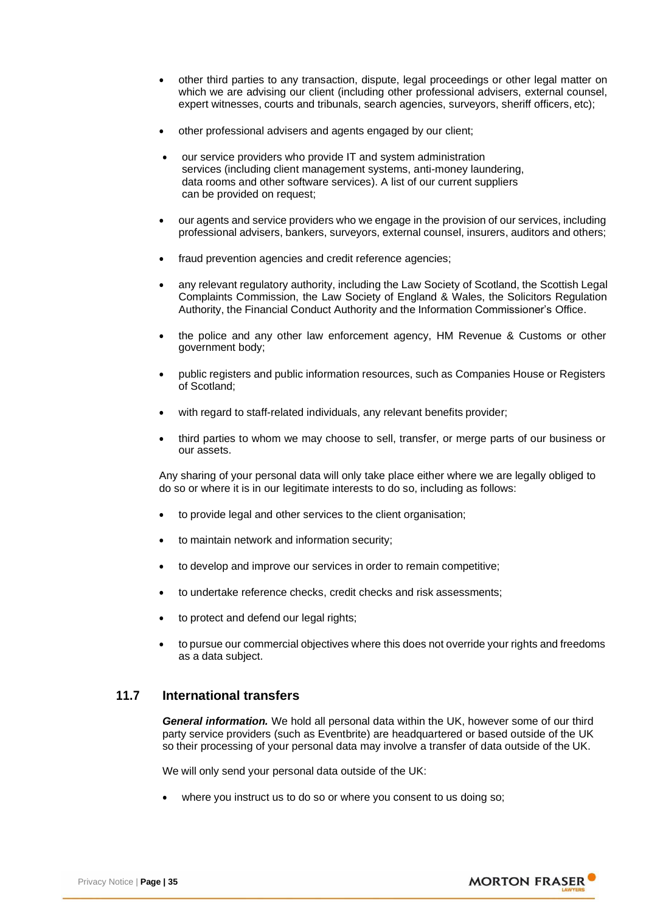- other third parties to any transaction, dispute, legal proceedings or other legal matter on which we are advising our client (including other professional advisers, external counsel, expert witnesses, courts and tribunals, search agencies, surveyors, sheriff officers, etc);
- other professional advisers and agents engaged by our client;
- our service providers who provide IT and system administration services (including client management systems, anti-money laundering, data rooms and other software services). A list of our current suppliers can be provided on request;
- our agents and service providers who we engage in the provision of our services, including professional advisers, bankers, surveyors, external counsel, insurers, auditors and others;
- fraud prevention agencies and credit reference agencies;
- any relevant regulatory authority, including the Law Society of Scotland, the Scottish Legal Complaints Commission, the Law Society of England & Wales, the Solicitors Regulation Authority, the Financial Conduct Authority and the Information Commissioner's Office.
- the police and any other law enforcement agency, HM Revenue & Customs or other government body;
- public registers and public information resources, such as Companies House or Registers of Scotland;
- with regard to staff-related individuals, any relevant benefits provider;
- third parties to whom we may choose to sell, transfer, or merge parts of our business or our assets.

Any sharing of your personal data will only take place either where we are legally obliged to do so or where it is in our legitimate interests to do so, including as follows:

- to provide legal and other services to the client organisation;
- to maintain network and information security;
- to develop and improve our services in order to remain competitive;
- to undertake reference checks, credit checks and risk assessments;
- to protect and defend our legal rights;
- to pursue our commercial objectives where this does not override your rights and freedoms as a data subject.

## 11.7 International transfers

***General information.*** We hold all personal data within the UK, however some of our third party service providers (such as Eventbrite) are headquartered or based outside of the UK so their processing of your personal data may involve a transfer of data outside of the UK.

We will only send your personal data outside of the UK:

- where you instruct us to do so or where you consent to us doing so;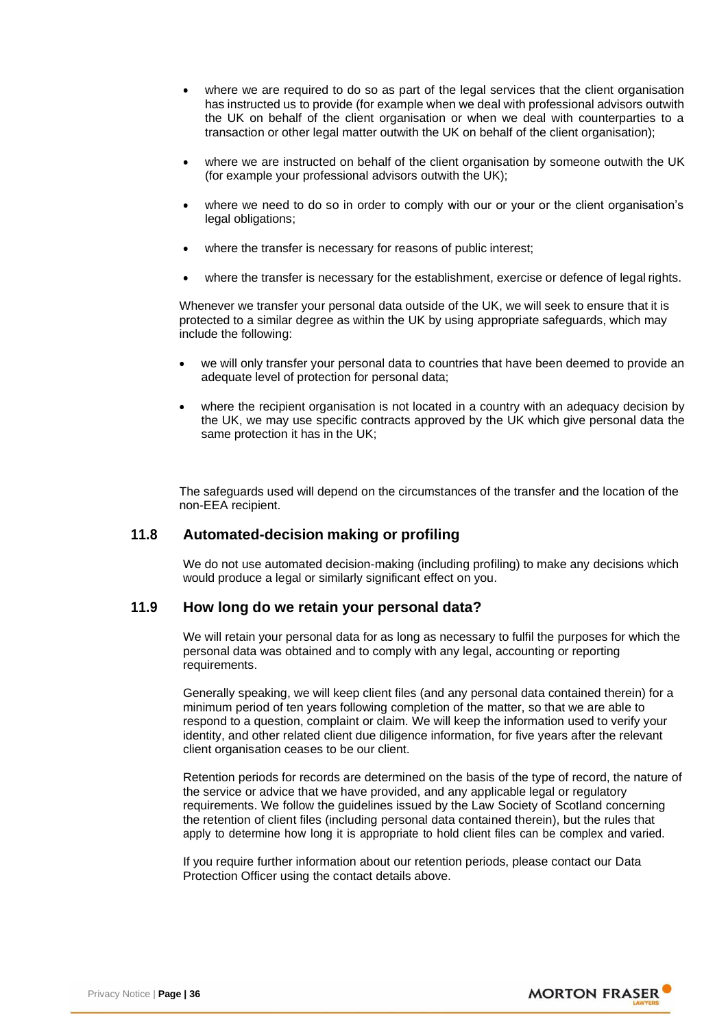- where we are required to do so as part of the legal services that the client organisation has instructed us to provide (for example when we deal with professional advisors outwith the UK on behalf of the client organisation or when we deal with counterparties to a transaction or other legal matter outwith the UK on behalf of the client organisation);
- where we are instructed on behalf of the client organisation by someone outwith the UK (for example your professional advisors outwith the UK);
- where we need to do so in order to comply with our or your or the client organisation's legal obligations;
- where the transfer is necessary for reasons of public interest;
- where the transfer is necessary for the establishment, exercise or defence of legal rights.

Whenever we transfer your personal data outside of the UK, we will seek to ensure that it is protected to a similar degree as within the UK by using appropriate safeguards, which may include the following:

- we will only transfer your personal data to countries that have been deemed to provide an adequate level of protection for personal data;
- where the recipient organisation is not located in a country with an adequacy decision by the UK, we may use specific contracts approved by the UK which give personal data the same protection it has in the UK;

The safeguards used will depend on the circumstances of the transfer and the location of the non-EEA recipient.

## 11.8 Automated-decision making or profiling

We do not use automated decision-making (including profiling) to make any decisions which would produce a legal or similarly significant effect on you.

## 11.9 How long do we retain your personal data?

We will retain your personal data for as long as necessary to fulfil the purposes for which the personal data was obtained and to comply with any legal, accounting or reporting requirements.

Generally speaking, we will keep client files (and any personal data contained therein) for a minimum period of ten years following completion of the matter, so that we are able to respond to a question, complaint or claim. We will keep the information used to verify your identity, and other related client due diligence information, for five years after the relevant client organisation ceases to be our client.

Retention periods for records are determined on the basis of the type of record, the nature of the service or advice that we have provided, and any applicable legal or regulatory requirements. We follow the guidelines issued by the Law Society of Scotland concerning the retention of client files (including personal data contained therein), but the rules that apply to determine how long it is appropriate to hold client files can be complex and varied.

If you require further information about our retention periods, please contact our Data Protection Officer using the contact details above.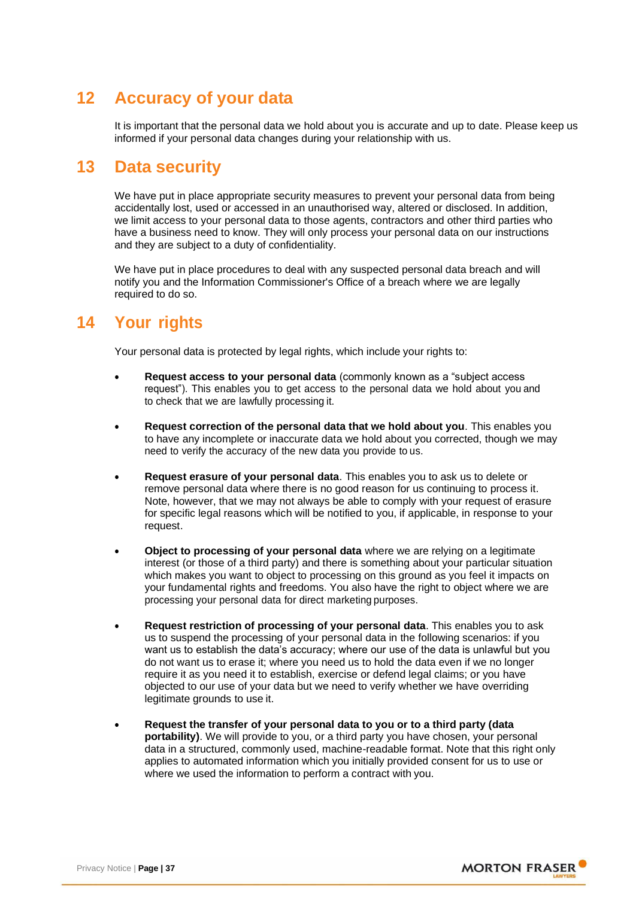## 12 Accuracy of your data

It is important that the personal data we hold about you is accurate and up to date. Please keep us informed if your personal data changes during your relationship with us.

## 13 Data security

We have put in place appropriate security measures to prevent your personal data from being accidentally lost, used or accessed in an unauthorised way, altered or disclosed. In addition, we limit access to your personal data to those agents, contractors and other third parties who have a business need to know. They will only process your personal data on our instructions and they are subject to a duty of confidentiality.

We have put in place procedures to deal with any suspected personal data breach and will notify you and the Information Commissioner's Office of a breach where we are legally required to do so.

## 14 Your rights

Your personal data is protected by legal rights, which include your rights to:

- **Request access to your personal data** (commonly known as a "subject access request"). This enables you to get access to the personal data we hold about you and to check that we are lawfully processing it.
- **Request correction of the personal data that we hold about you**. This enables you to have any incomplete or inaccurate data we hold about you corrected, though we may need to verify the accuracy of the new data you provide to us.
- **Request erasure of your personal data**. This enables you to ask us to delete or remove personal data where there is no good reason for us continuing to process it. Note, however, that we may not always be able to comply with your request of erasure for specific legal reasons which will be notified to you, if applicable, in response to your request.
- **Object to processing of your personal data** where we are relying on a legitimate interest (or those of a third party) and there is something about your particular situation which makes you want to object to processing on this ground as you feel it impacts on your fundamental rights and freedoms. You also have the right to object where we are processing your personal data for direct marketing purposes.
- **Request restriction of processing of your personal data**. This enables you to ask us to suspend the processing of your personal data in the following scenarios: if you want us to establish the data's accuracy; where our use of the data is unlawful but you do not want us to erase it; where you need us to hold the data even if we no longer require it as you need it to establish, exercise or defend legal claims; or you have objected to our use of your data but we need to verify whether we have overriding legitimate grounds to use it.
- **Request the transfer of your personal data to you or to a third party (data portability)**. We will provide to you, or a third party you have chosen, your personal data in a structured, commonly used, machine-readable format. Note that this right only applies to automated information which you initially provided consent for us to use or where we used the information to perform a contract with you.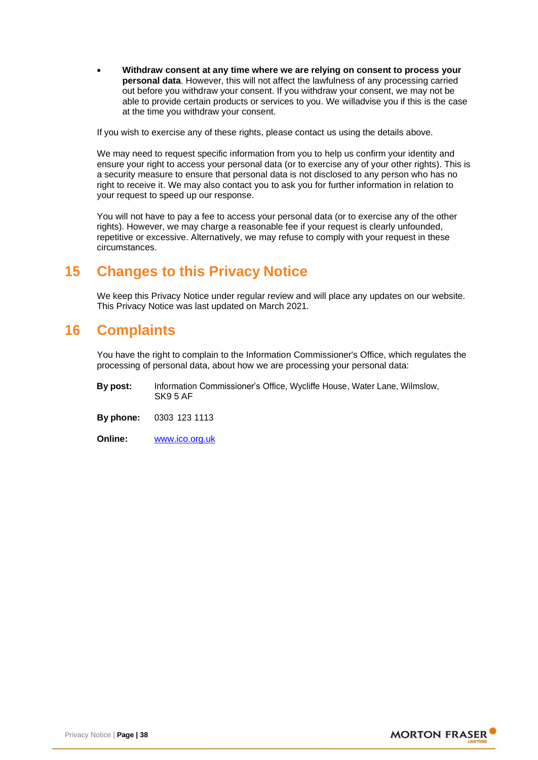- **Withdraw consent at any time where we are relying on consent to process your personal data**. However, this will not affect the lawfulness of any processing carried out before you withdraw your consent. If you withdraw your consent, we may not be able to provide certain products or services to you. We willadvise you if this is the case at the time you withdraw your consent.

If you wish to exercise any of these rights, please contact us using the details above.

We may need to request specific information from you to help us confirm your identity and ensure your right to access your personal data (or to exercise any of your other rights). This is a security measure to ensure that personal data is not disclosed to any person who has no right to receive it. We may also contact you to ask you for further information in relation to your request to speed up our response.

You will not have to pay a fee to access your personal data (or to exercise any of the other rights). However, we may charge a reasonable fee if your request is clearly unfounded, repetitive or excessive. Alternatively, we may refuse to comply with your request in these circumstances.

## 15 Changes to this Privacy Notice

We keep this Privacy Notice under regular review and will place any updates on our website. This Privacy Notice was last updated on March 2021.

## 16 Complaints

You have the right to complain to the Information Commissioner's Office, which regulates the processing of personal data, about how we are processing your personal data:

**By post:** Information Commissioner's Office, Wycliffe House, Water Lane, Wilmslow, SK9 5 AF

**By phone:** 0303 123 1113

**Online:** www.ico.org.uk